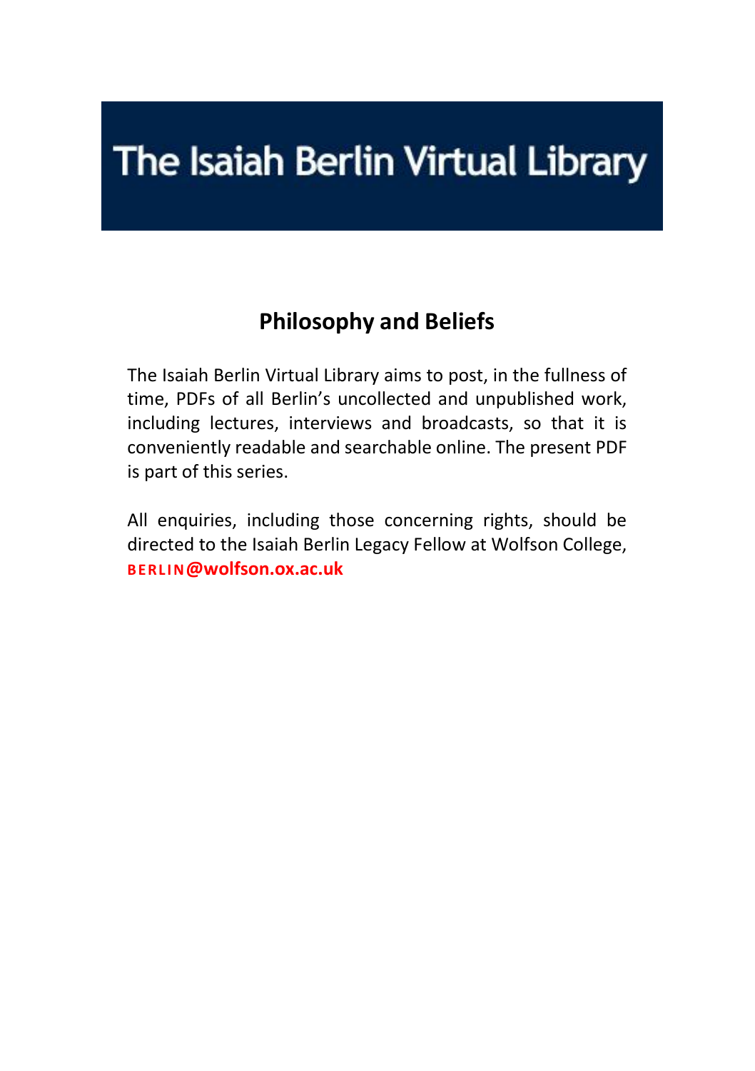# The Isaiah Berlin Virtual Library

## Philosophy and Beliefs

The Isaiah Berlin Virtual Library aims to post, in the fullness of time, PDFs of all Berlin's uncollected and unpublished work, including lectures, interviews and broadcasts, so that it is conveniently readable and searchable online. The present PDF is part of this series.

All enquiries, including those concerning rights, should be directed to the Isaiah Berlin Legacy Fellow at Wolfson College, **BERLIN@wolfson.ox.ac.uk**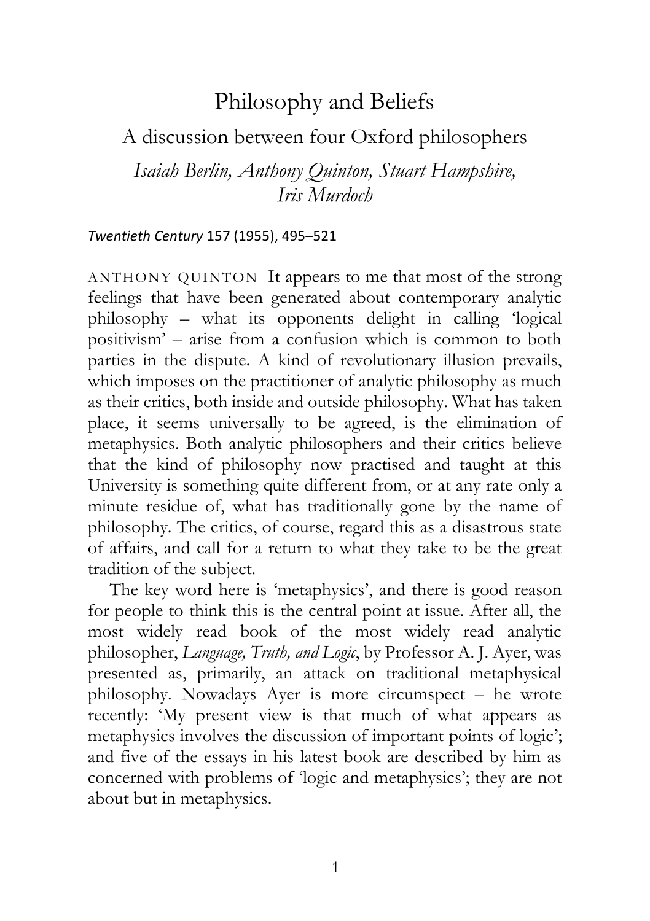# Philosophy and Beliefs

## A discussion between four Oxford philosophers

*Isaiah Berlin, Anthony Quinton, Stuart Hampshire, Iris Murdoch*

*Twentieth Century* 157 (1955), 495–521

ANTHONY QUINTON It appears to me that most of the strong feelings that have been generated about contemporary analytic philosophy – what its opponents delight in calling 'logical positivism' – arise from a confusion which is common to both parties in the dispute. A kind of revolutionary illusion prevails, which imposes on the practitioner of analytic philosophy as much as their critics, both inside and outside philosophy. What has taken place, it seems universally to be agreed, is the elimination of metaphysics. Both analytic philosophers and their critics believe that the kind of philosophy now practised and taught at this University is something quite different from, or at any rate only a minute residue of, what has traditionally gone by the name of philosophy. The critics, of course, regard this as a disastrous state of affairs, and call for a return to what they take to be the great tradition of the subject.

The key word here is 'metaphysics', and there is good reason for people to think this is the central point at issue. After all, the most widely read book of the most widely read analytic philosopher, *Language, Truth, and Logic*, by Professor A. J. Ayer, was presented as, primarily, an attack on traditional metaphysical philosophy. Nowadays Ayer is more circumspect – he wrote recently: 'My present view is that much of what appears as metaphysics involves the discussion of important points of logic'; and five of the essays in his latest book are described by him as concerned with problems of 'logic and metaphysics'; they are not about but in metaphysics.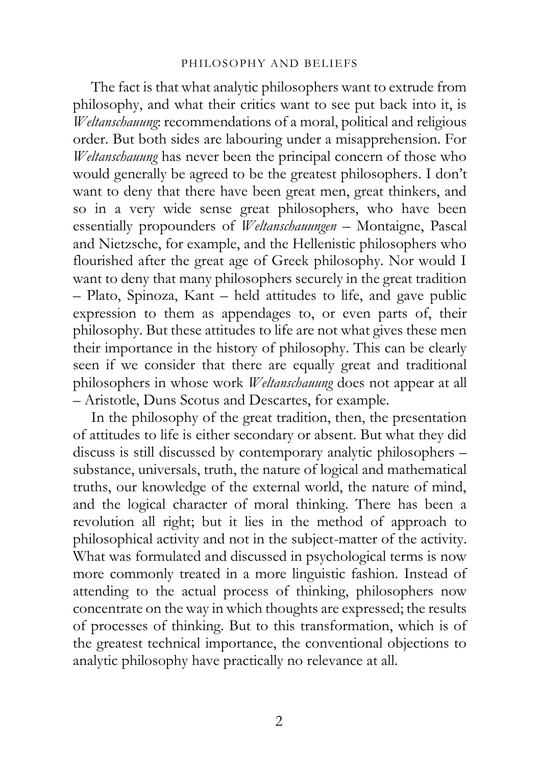The fact is that what analytic philosophers want to extrude from philosophy, and what their critics want to see put back into it, is *Weltanschauung*: recommendations of a moral, political and religious order. But both sides are labouring under a misapprehension. For *Weltanschauung* has never been the principal concern of those who would generally be agreed to be the greatest philosophers. I don't want to deny that there have been great men, great thinkers, and so in a very wide sense great philosophers, who have been essentially propounders of *Weltanschauungen* – Montaigne, Pascal and Nietzsche, for example, and the Hellenistic philosophers who flourished after the great age of Greek philosophy. Nor would I want to deny that many philosophers securely in the great tradition – Plato, Spinoza, Kant – held attitudes to life, and gave public expression to them as appendages to, or even parts of, their philosophy. But these attitudes to life are not what gives these men their importance in the history of philosophy. This can be clearly seen if we consider that there are equally great and traditional philosophers in whose work *Weltanschauung* does not appear at all – Aristotle, Duns Scotus and Descartes, for example.

In the philosophy of the great tradition, then, the presentation of attitudes to life is either secondary or absent. But what they did discuss is still discussed by contemporary analytic philosophers – substance, universals, truth, the nature of logical and mathematical truths, our knowledge of the external world, the nature of mind, and the logical character of moral thinking. There has been a revolution all right; but it lies in the method of approach to philosophical activity and not in the subject-matter of the activity. What was formulated and discussed in psychological terms is now more commonly treated in a more linguistic fashion. Instead of attending to the actual process of thinking, philosophers now concentrate on the way in which thoughts are expressed; the results of processes of thinking. But to this transformation, which is of the greatest technical importance, the conventional objections to analytic philosophy have practically no relevance at all.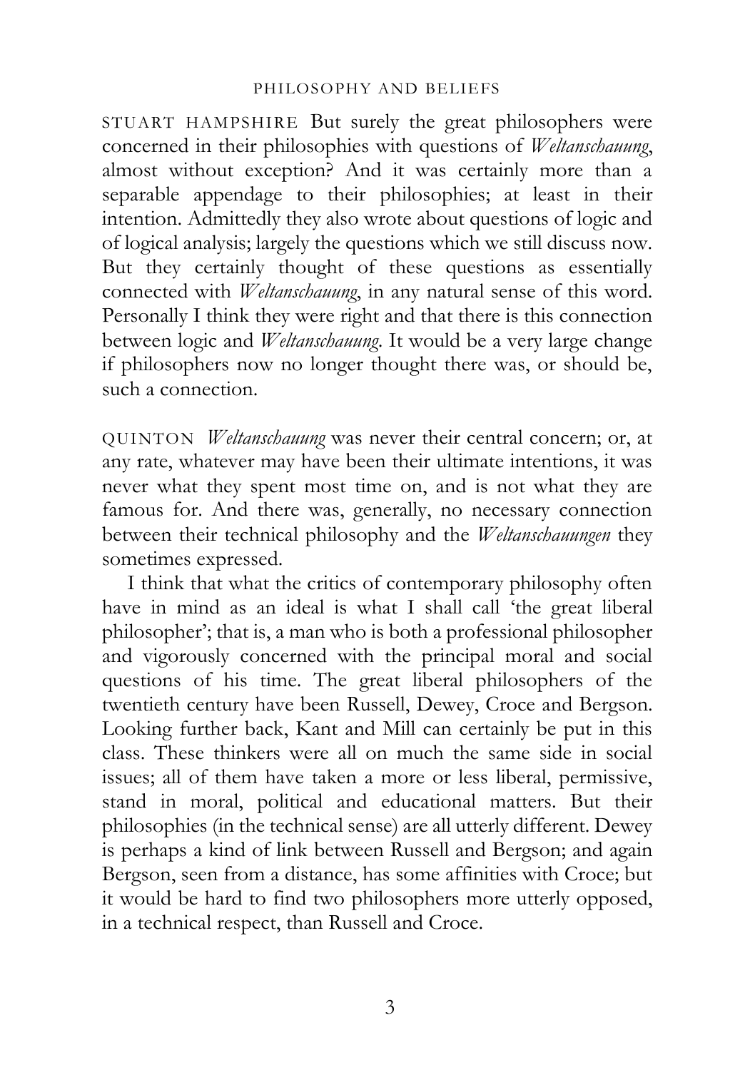STUART HAMPSHIRE But surely the great philosophers were concerned in their philosophies with questions of *Weltanschauung*, almost without exception? And it was certainly more than a separable appendage to their philosophies; at least in their intention. Admittedly they also wrote about questions of logic and of logical analysis; largely the questions which we still discuss now. But they certainly thought of these questions as essentially connected with *Weltanschauung*, in any natural sense of this word. Personally I think they were right and that there is this connection between logic and *Weltanschauung*. It would be a very large change if philosophers now no longer thought there was, or should be, such a connection.

QUINTON *Weltanschauung* was never their central concern; or, at any rate, whatever may have been their ultimate intentions, it was never what they spent most time on, and is not what they are famous for. And there was, generally, no necessary connection between their technical philosophy and the *Weltanschauungen* they sometimes expressed.

I think that what the critics of contemporary philosophy often have in mind as an ideal is what I shall call 'the great liberal philosopher'; that is, a man who is both a professional philosopher and vigorously concerned with the principal moral and social questions of his time. The great liberal philosophers of the twentieth century have been Russell, Dewey, Croce and Bergson. Looking further back, Kant and Mill can certainly be put in this class. These thinkers were all on much the same side in social issues; all of them have taken a more or less liberal, permissive, stand in moral, political and educational matters. But their philosophies (in the technical sense) are all utterly different. Dewey is perhaps a kind of link between Russell and Bergson; and again Bergson, seen from a distance, has some affinities with Croce; but it would be hard to find two philosophers more utterly opposed, in a technical respect, than Russell and Croce.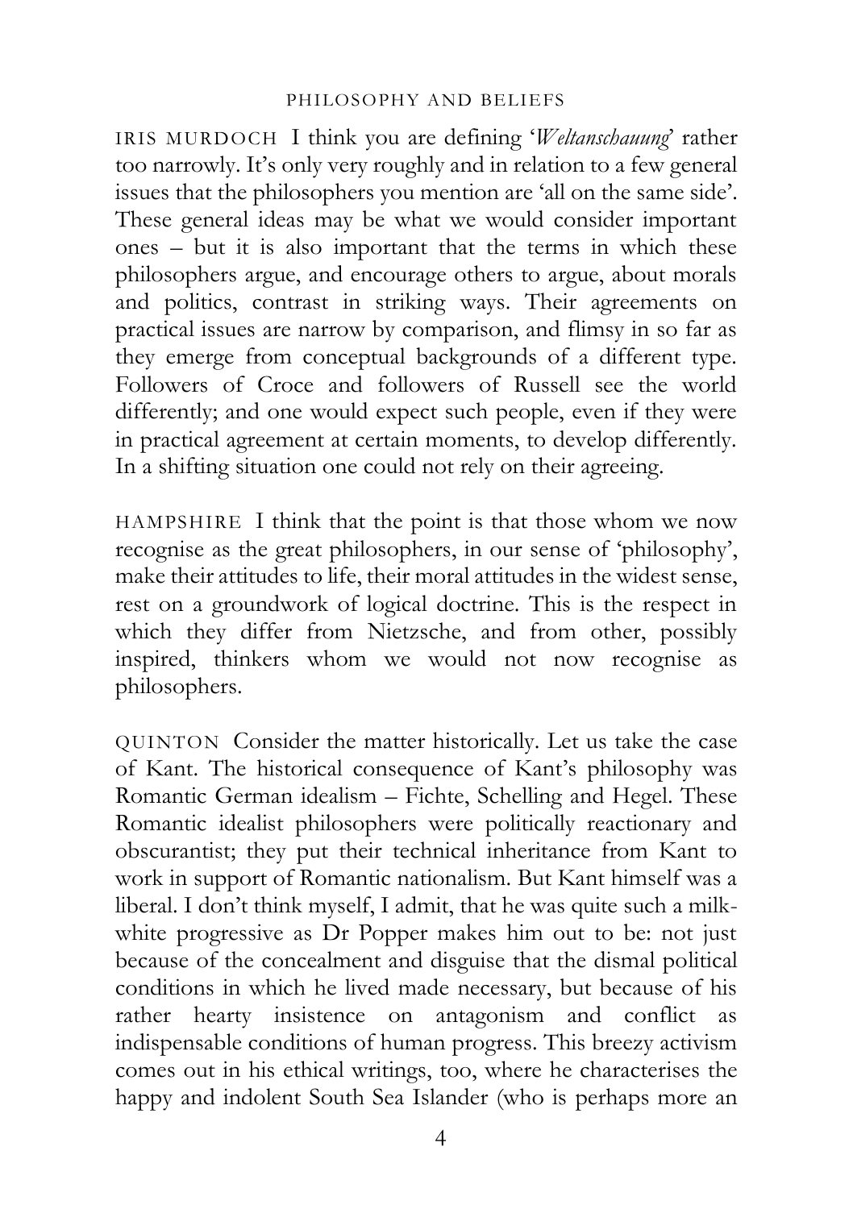IRIS MURDOCH I think you are defining '*Weltanschauung*' rather too narrowly. It's only very roughly and in relation to a few general issues that the philosophers you mention are 'all on the same side'. These general ideas may be what we would consider important ones – but it is also important that the terms in which these philosophers argue, and encourage others to argue, about morals and politics, contrast in striking ways. Their agreements on practical issues are narrow by comparison, and flimsy in so far as they emerge from conceptual backgrounds of a different type. Followers of Croce and followers of Russell see the world differently; and one would expect such people, even if they were in practical agreement at certain moments, to develop differently. In a shifting situation one could not rely on their agreeing.

HAMPSHIRE I think that the point is that those whom we now recognise as the great philosophers, in our sense of 'philosophy', make their attitudes to life, their moral attitudes in the widest sense, rest on a groundwork of logical doctrine. This is the respect in which they differ from Nietzsche, and from other, possibly inspired, thinkers whom we would not now recognise as philosophers.

QUINTON Consider the matter historically. Let us take the case of Kant. The historical consequence of Kant's philosophy was Romantic German idealism – Fichte, Schelling and Hegel. These Romantic idealist philosophers were politically reactionary and obscurantist; they put their technical inheritance from Kant to work in support of Romantic nationalism. But Kant himself was a liberal. I don't think myself, I admit, that he was quite such a milk-white progressive as Dr Popper makes him out to be: not just because of the concealment and disguise that the dismal political conditions in which he lived made necessary, but because of his rather hearty insistence on antagonism and conflict as indispensable conditions of human progress. This breezy activism comes out in his ethical writings, too, where he characterises the happy and indolent South Sea Islander (who is perhaps more an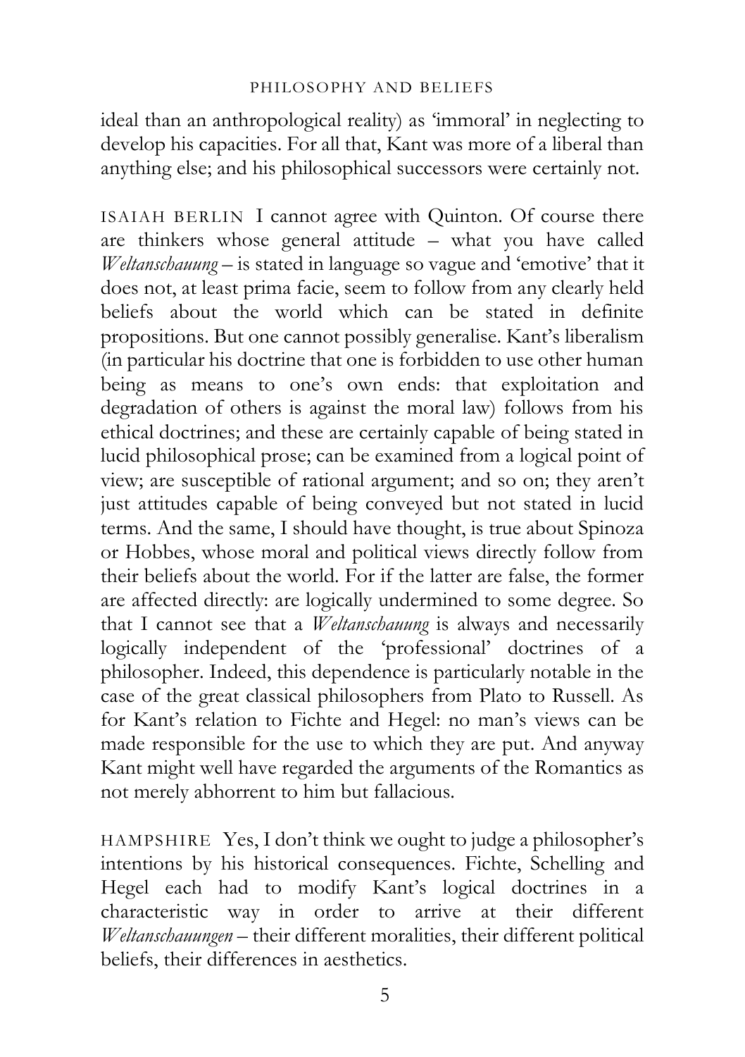ideal than an anthropological reality) as 'immoral' in neglecting to develop his capacities. For all that, Kant was more of a liberal than anything else; and his philosophical successors were certainly not.

ISAIAH BERLIN I cannot agree with Quinton. Of course there are thinkers whose general attitude – what you have called *Weltanschauung* – is stated in language so vague and 'emotive' that it does not, at least prima facie, seem to follow from any clearly held beliefs about the world which can be stated in definite propositions. But one cannot possibly generalise. Kant's liberalism (in particular his doctrine that one is forbidden to use other human being as means to one's own ends: that exploitation and degradation of others is against the moral law) follows from his ethical doctrines; and these are certainly capable of being stated in lucid philosophical prose; can be examined from a logical point of view; are susceptible of rational argument; and so on; they aren't just attitudes capable of being conveyed but not stated in lucid terms. And the same, I should have thought, is true about Spinoza or Hobbes, whose moral and political views directly follow from their beliefs about the world. For if the latter are false, the former are affected directly: are logically undermined to some degree. So that I cannot see that a *Weltanschauung* is always and necessarily logically independent of the 'professional' doctrines of a philosopher. Indeed, this dependence is particularly notable in the case of the great classical philosophers from Plato to Russell. As for Kant's relation to Fichte and Hegel: no man's views can be made responsible for the use to which they are put. And anyway Kant might well have regarded the arguments of the Romantics as not merely abhorrent to him but fallacious.

HAMPSHIRE Yes, I don't think we ought to judge a philosopher's intentions by his historical consequences. Fichte, Schelling and Hegel each had to modify Kant's logical doctrines in a characteristic way in order to arrive at their different *Weltanschauungen* – their different moralities, their different political beliefs, their differences in aesthetics.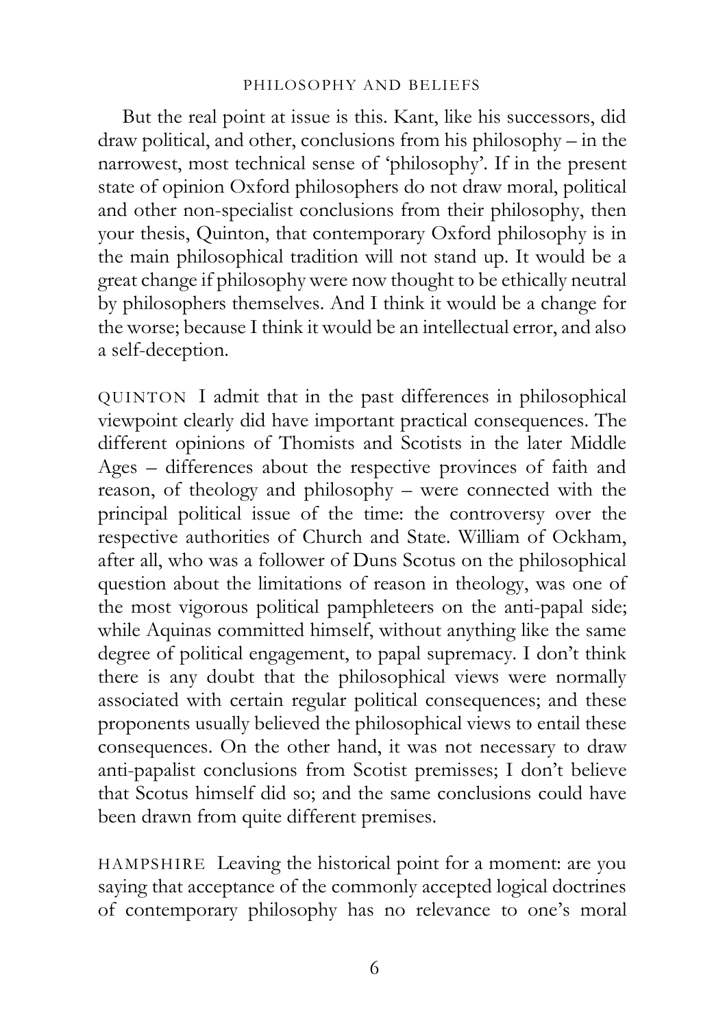But the real point at issue is this. Kant, like his successors, did draw political, and other, conclusions from his philosophy – in the narrowest, most technical sense of 'philosophy'. If in the present state of opinion Oxford philosophers do not draw moral, political and other non-specialist conclusions from their philosophy, then your thesis, Quinton, that contemporary Oxford philosophy is in the main philosophical tradition will not stand up. It would be a great change if philosophy were now thought to be ethically neutral by philosophers themselves. And I think it would be a change for the worse; because I think it would be an intellectual error, and also a self-deception.

QUINTON I admit that in the past differences in philosophical viewpoint clearly did have important practical consequences. The different opinions of Thomists and Scotists in the later Middle Ages – differences about the respective provinces of faith and reason, of theology and philosophy – were connected with the principal political issue of the time: the controversy over the respective authorities of Church and State. William of Ockham, after all, who was a follower of Duns Scotus on the philosophical question about the limitations of reason in theology, was one of the most vigorous political pamphleteers on the anti-papal side; while Aquinas committed himself, without anything like the same degree of political engagement, to papal supremacy. I don't think there is any doubt that the philosophical views were normally associated with certain regular political consequences; and these proponents usually believed the philosophical views to entail these consequences. On the other hand, it was not necessary to draw anti-papalist conclusions from Scotist premisses; I don't believe that Scotus himself did so; and the same conclusions could have been drawn from quite different premises.

HAMPSHIRE Leaving the historical point for a moment: are you saying that acceptance of the commonly accepted logical doctrines of contemporary philosophy has no relevance to one's moral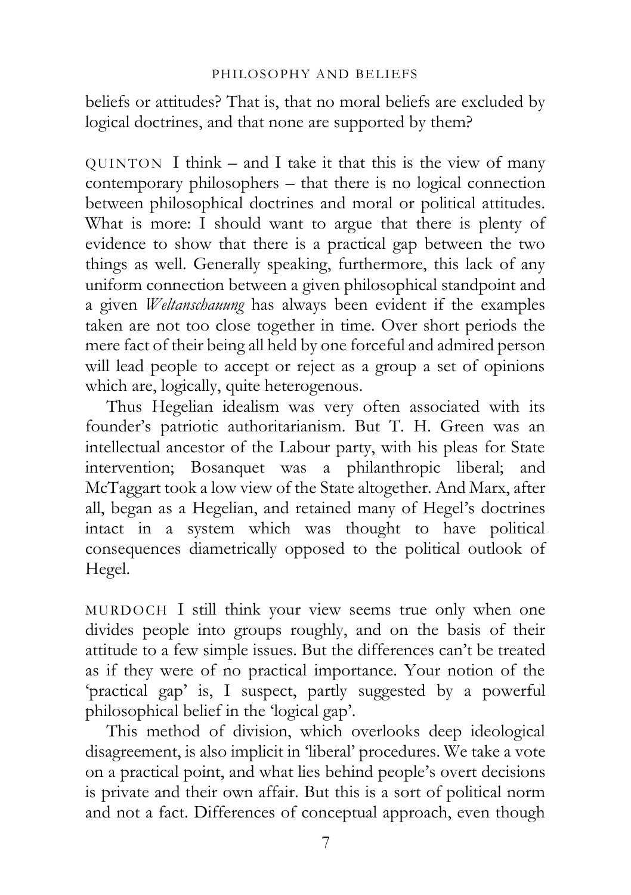beliefs or attitudes? That is, that no moral beliefs are excluded by logical doctrines, and that none are supported by them?

QUINTON I think – and I take it that this is the view of many contemporary philosophers – that there is no logical connection between philosophical doctrines and moral or political attitudes. What is more: I should want to argue that there is plenty of evidence to show that there is a practical gap between the two things as well. Generally speaking, furthermore, this lack of any uniform connection between a given philosophical standpoint and a given *Weltanschauung* has always been evident if the examples taken are not too close together in time. Over short periods the mere fact of their being all held by one forceful and admired person will lead people to accept or reject as a group a set of opinions which are, logically, quite heterogenous.

Thus Hegelian idealism was very often associated with its founder's patriotic authoritarianism. But T. H. Green was an intellectual ancestor of the Labour party, with his pleas for State intervention; Bosanquet was a philanthropic liberal; and McTaggart took a low view of the State altogether. And Marx, after all, began as a Hegelian, and retained many of Hegel's doctrines intact in a system which was thought to have political consequences diametrically opposed to the political outlook of Hegel.

MURDOCH I still think your view seems true only when one divides people into groups roughly, and on the basis of their attitude to a few simple issues. But the differences can't be treated as if they were of no practical importance. Your notion of the 'practical gap' is, I suspect, partly suggested by a powerful philosophical belief in the 'logical gap'.

This method of division, which overlooks deep ideological disagreement, is also implicit in 'liberal' procedures. We take a vote on a practical point, and what lies behind people's overt decisions is private and their own affair. But this is a sort of political norm and not a fact. Differences of conceptual approach, even though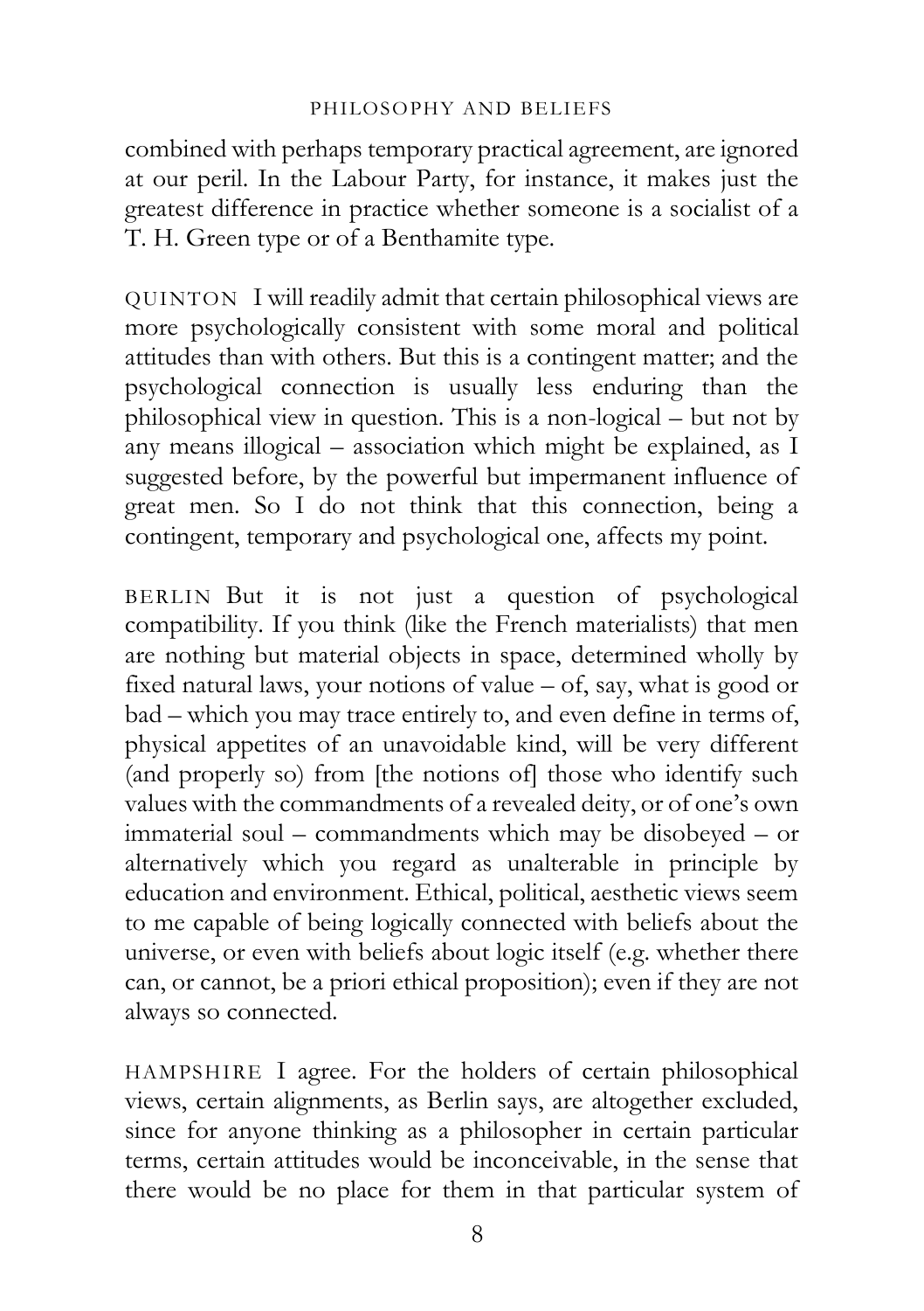combined with perhaps temporary practical agreement, are ignored at our peril. In the Labour Party, for instance, it makes just the greatest difference in practice whether someone is a socialist of a T. H. Green type or of a Benthamite type.

QUINTON I will readily admit that certain philosophical views are more psychologically consistent with some moral and political attitudes than with others. But this is a contingent matter; and the psychological connection is usually less enduring than the philosophical view in question. This is a non-logical – but not by any means illogical – association which might be explained, as I suggested before, by the powerful but impermanent influence of great men. So I do not think that this connection, being a contingent, temporary and psychological one, affects my point.

BERLIN But it is not just a question of psychological compatibility. If you think (like the French materialists) that men are nothing but material objects in space, determined wholly by fixed natural laws, your notions of value – of, say, what is good or bad – which you may trace entirely to, and even define in terms of, physical appetites of an unavoidable kind, will be very different (and properly so) from [the notions of] those who identify such values with the commandments of a revealed deity, or of one's own immaterial soul – commandments which may be disobeyed – or alternatively which you regard as unalterable in principle by education and environment. Ethical, political, aesthetic views seem to me capable of being logically connected with beliefs about the universe, or even with beliefs about logic itself (e.g. whether there can, or cannot, be a priori ethical proposition); even if they are not always so connected.

HAMPSHIRE I agree. For the holders of certain philosophical views, certain alignments, as Berlin says, are altogether excluded, since for anyone thinking as a philosopher in certain particular terms, certain attitudes would be inconceivable, in the sense that there would be no place for them in that particular system of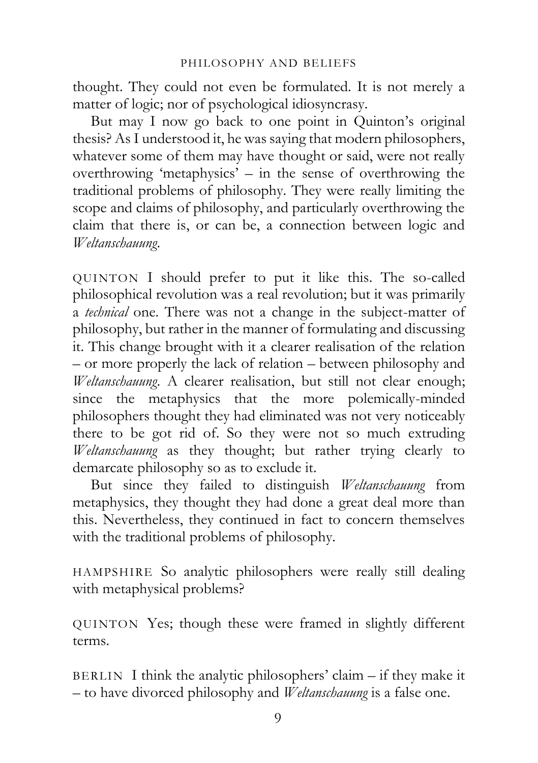thought. They could not even be formulated. It is not merely a matter of logic; nor of psychological idiosyncrasy.

But may I now go back to one point in Quinton's original thesis? As I understood it, he was saying that modern philosophers, whatever some of them may have thought or said, were not really overthrowing 'metaphysics' – in the sense of overthrowing the traditional problems of philosophy. They were really limiting the scope and claims of philosophy, and particularly overthrowing the claim that there is, or can be, a connection between logic and *Weltanschauung*.

QUINTON I should prefer to put it like this. The so-called philosophical revolution was a real revolution; but it was primarily a *technical* one. There was not a change in the subject-matter of philosophy, but rather in the manner of formulating and discussing it. This change brought with it a clearer realisation of the relation – or more properly the lack of relation – between philosophy and *Weltanschauung*. A clearer realisation, but still not clear enough; since the metaphysics that the more polemically-minded philosophers thought they had eliminated was not very noticeably there to be got rid of. So they were not so much extruding *Weltanschauung* as they thought; but rather trying clearly to demarcate philosophy so as to exclude it.

But since they failed to distinguish *Weltanschauung* from metaphysics, they thought they had done a great deal more than this. Nevertheless, they continued in fact to concern themselves with the traditional problems of philosophy.

HAMPSHIRE So analytic philosophers were really still dealing with metaphysical problems?

QUINTON Yes; though these were framed in slightly different terms.

BERLIN I think the analytic philosophers' claim – if they make it – to have divorced philosophy and *Weltanschauung* is a false one.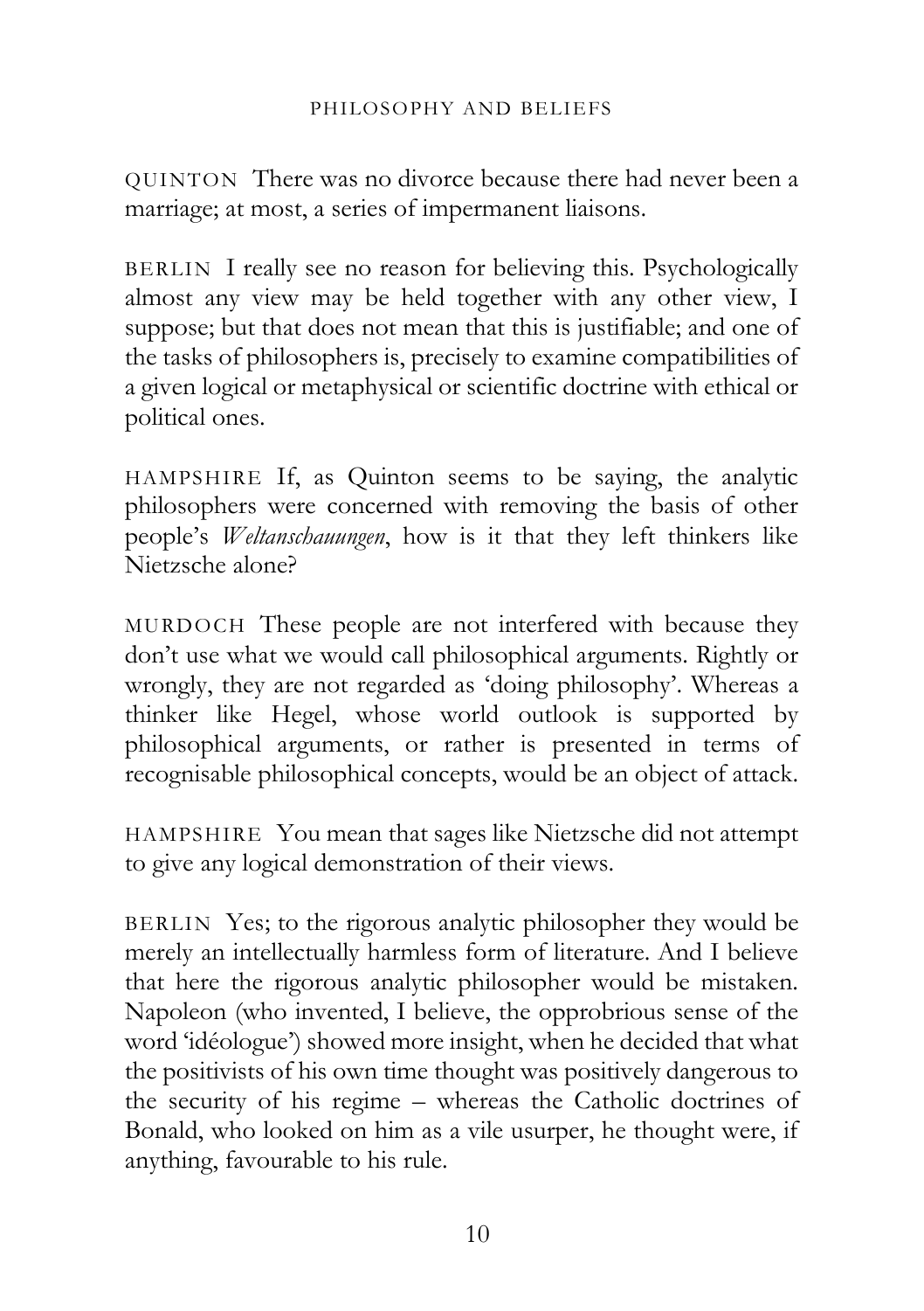QUINTON There was no divorce because there had never been a marriage; at most, a series of impermanent liaisons.

BERLIN I really see no reason for believing this. Psychologically almost any view may be held together with any other view, I suppose; but that does not mean that this is justifiable; and one of the tasks of philosophers is, precisely to examine compatibilities of a given logical or metaphysical or scientific doctrine with ethical or political ones.

HAMPSHIRE If, as Quinton seems to be saying, the analytic philosophers were concerned with removing the basis of other people's *Weltanschauungen*, how is it that they left thinkers like Nietzsche alone?

MURDOCH These people are not interfered with because they don't use what we would call philosophical arguments. Rightly or wrongly, they are not regarded as 'doing philosophy'. Whereas a thinker like Hegel, whose world outlook is supported by philosophical arguments, or rather is presented in terms of recognisable philosophical concepts, would be an object of attack.

HAMPSHIRE You mean that sages like Nietzsche did not attempt to give any logical demonstration of their views.

BERLIN Yes; to the rigorous analytic philosopher they would be merely an intellectually harmless form of literature. And I believe that here the rigorous analytic philosopher would be mistaken. Napoleon (who invented, I believe, the opprobrious sense of the word 'idéologue') showed more insight, when he decided that what the positivists of his own time thought was positively dangerous to the security of his regime – whereas the Catholic doctrines of Bonald, who looked on him as a vile usurper, he thought were, if anything, favourable to his rule.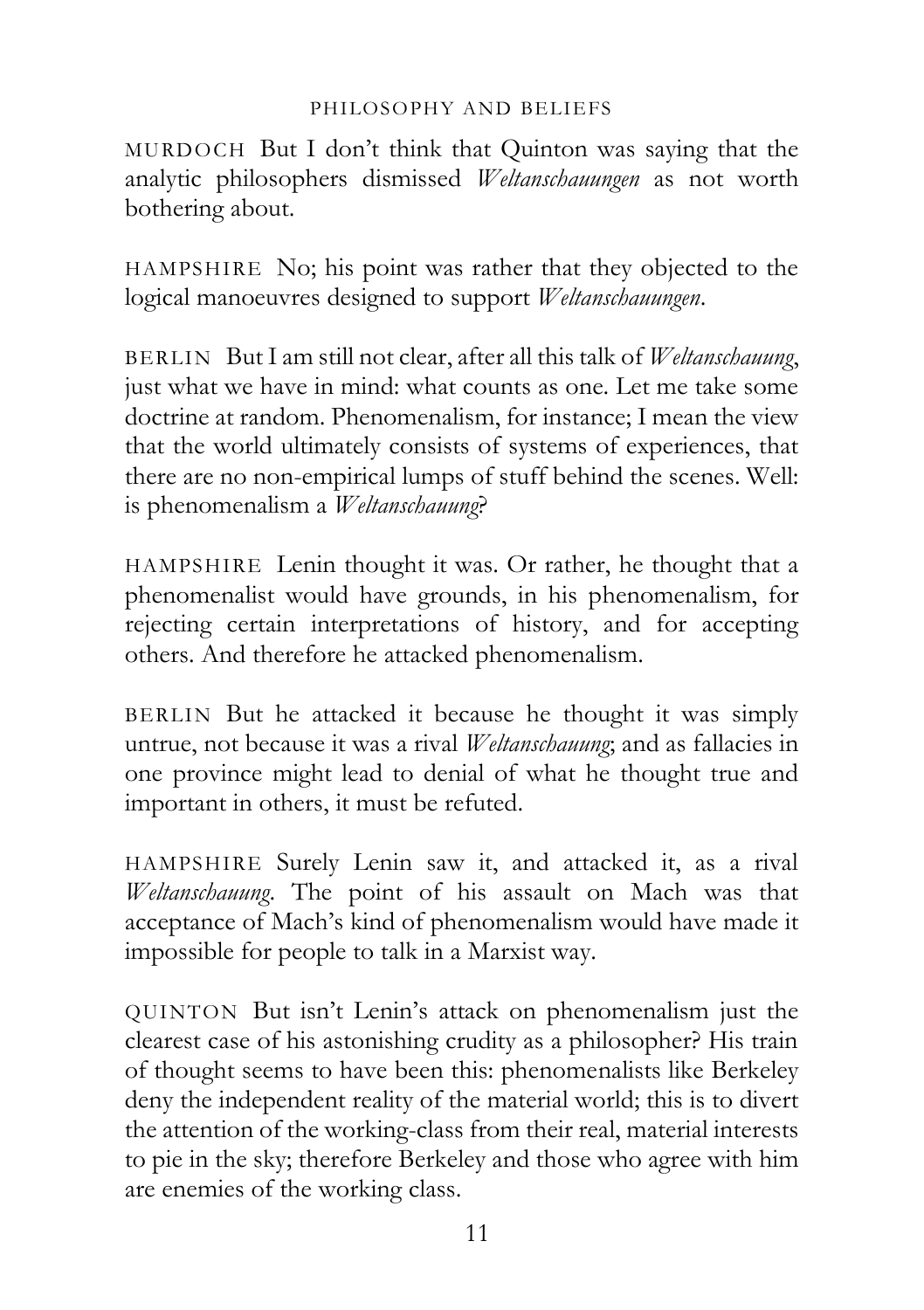MURDOCH But I don't think that Quinton was saying that the analytic philosophers dismissed *Weltanschauungen* as not worth bothering about.

HAMPSHIRE No; his point was rather that they objected to the logical manoeuvres designed to support *Weltanschauungen*.

BERLIN But I am still not clear, after all this talk of *Weltanschauung*, just what we have in mind: what counts as one. Let me take some doctrine at random. Phenomenalism, for instance; I mean the view that the world ultimately consists of systems of experiences, that there are no non-empirical lumps of stuff behind the scenes. Well: is phenomenalism a *Weltanschauung*?

HAMPSHIRE Lenin thought it was. Or rather, he thought that a phenomenalist would have grounds, in his phenomenalism, for rejecting certain interpretations of history, and for accepting others. And therefore he attacked phenomenalism.

BERLIN But he attacked it because he thought it was simply untrue, not because it was a rival *Weltanschauung*; and as fallacies in one province might lead to denial of what he thought true and important in others, it must be refuted.

HAMPSHIRE Surely Lenin saw it, and attacked it, as a rival *Weltanschauung*. The point of his assault on Mach was that acceptance of Mach's kind of phenomenalism would have made it impossible for people to talk in a Marxist way.

QUINTON But isn't Lenin's attack on phenomenalism just the clearest case of his astonishing crudity as a philosopher? His train of thought seems to have been this: phenomenalists like Berkeley deny the independent reality of the material world; this is to divert the attention of the working-class from their real, material interests to pie in the sky; therefore Berkeley and those who agree with him are enemies of the working class.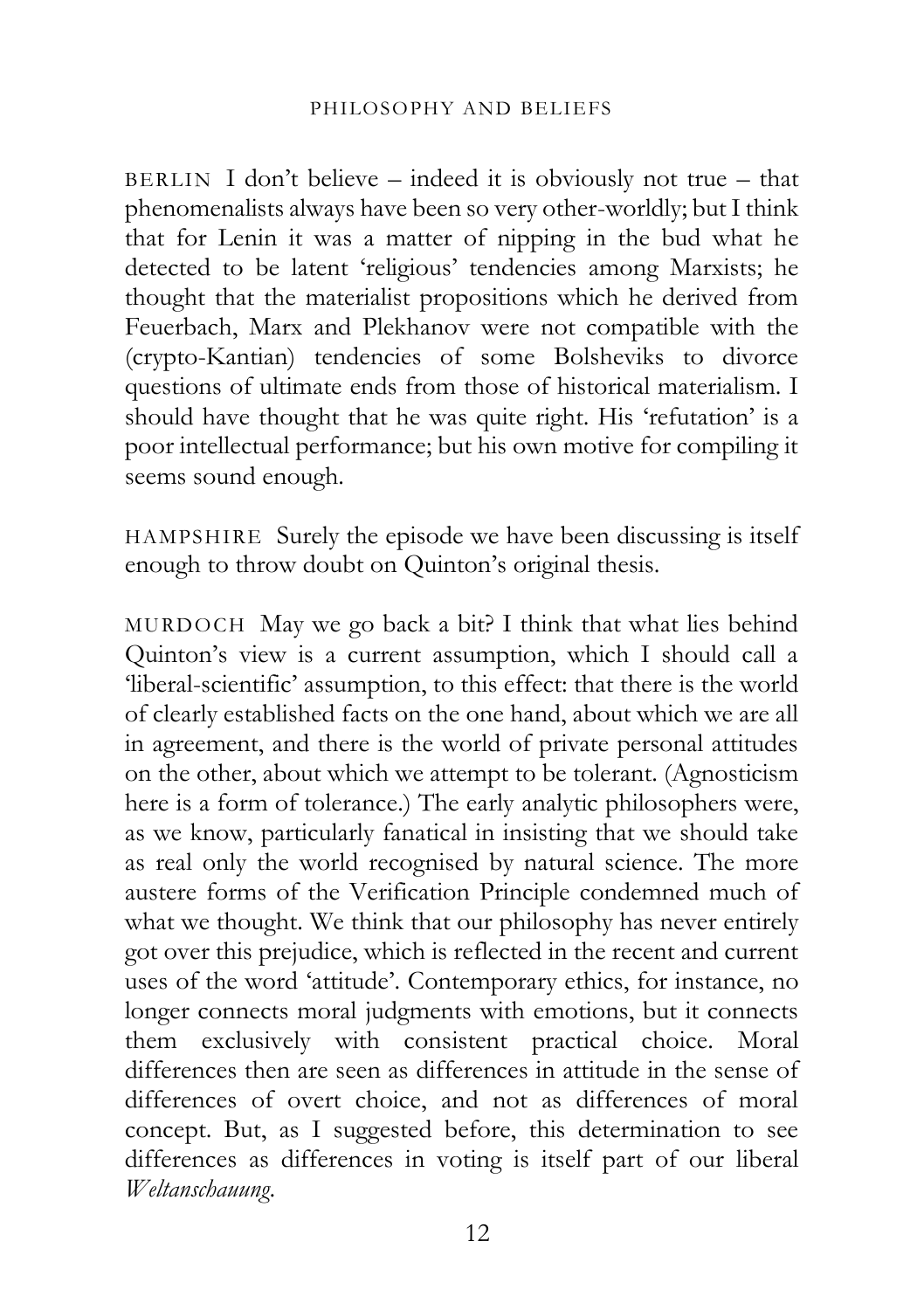BERLIN I don't believe – indeed it is obviously not true – that phenomenalists always have been so very other-worldly; but I think that for Lenin it was a matter of nipping in the bud what he detected to be latent 'religious' tendencies among Marxists; he thought that the materialist propositions which he derived from Feuerbach, Marx and Plekhanov were not compatible with the (crypto-Kantian) tendencies of some Bolsheviks to divorce questions of ultimate ends from those of historical materialism. I should have thought that he was quite right. His 'refutation' is a poor intellectual performance; but his own motive for compiling it seems sound enough.

HAMPSHIRE Surely the episode we have been discussing is itself enough to throw doubt on Quinton's original thesis.

MURDOCH May we go back a bit? I think that what lies behind Quinton's view is a current assumption, which I should call a 'liberal-scientific' assumption, to this effect: that there is the world of clearly established facts on the one hand, about which we are all in agreement, and there is the world of private personal attitudes on the other, about which we attempt to be tolerant. (Agnosticism here is a form of tolerance.) The early analytic philosophers were, as we know, particularly fanatical in insisting that we should take as real only the world recognised by natural science. The more austere forms of the Verification Principle condemned much of what we thought. We think that our philosophy has never entirely got over this prejudice, which is reflected in the recent and current uses of the word 'attitude'. Contemporary ethics, for instance, no longer connects moral judgments with emotions, but it connects them exclusively with consistent practical choice. Moral differences then are seen as differences in attitude in the sense of differences of overt choice, and not as differences of moral concept. But, as I suggested before, this determination to see differences as differences in voting is itself part of our liberal *Weltanschauung*.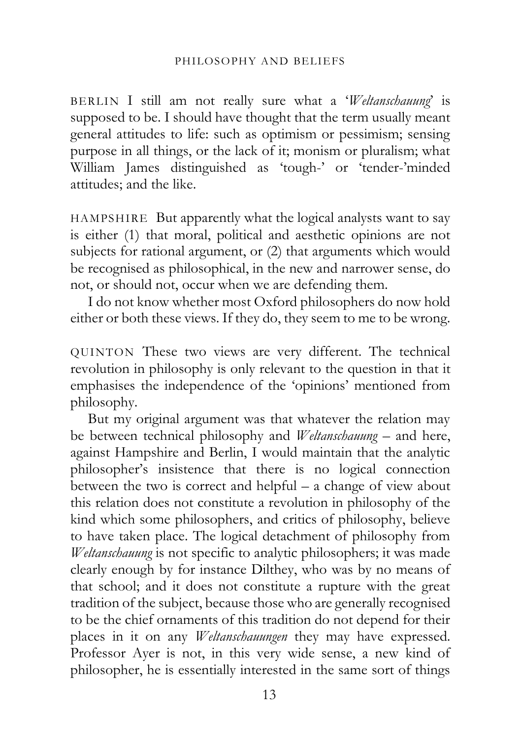BERLIN I still am not really sure what a '*Weltanschauung*' is supposed to be. I should have thought that the term usually meant general attitudes to life: such as optimism or pessimism; sensing purpose in all things, or the lack of it; monism or pluralism; what William James distinguished as 'tough-' or 'tender-'minded attitudes; and the like.

HAMPSHIRE But apparently what the logical analysts want to say is either (1) that moral, political and aesthetic opinions are not subjects for rational argument, or (2) that arguments which would be recognised as philosophical, in the new and narrower sense, do not, or should not, occur when we are defending them.

I do not know whether most Oxford philosophers do now hold either or both these views. If they do, they seem to me to be wrong.

QUINTON These two views are very different. The technical revolution in philosophy is only relevant to the question in that it emphasises the independence of the 'opinions' mentioned from philosophy.

But my original argument was that whatever the relation may be between technical philosophy and *Weltanschauung* – and here, against Hampshire and Berlin, I would maintain that the analytic philosopher's insistence that there is no logical connection between the two is correct and helpful – a change of view about this relation does not constitute a revolution in philosophy of the kind which some philosophers, and critics of philosophy, believe to have taken place. The logical detachment of philosophy from *Weltanschauung* is not specific to analytic philosophers; it was made clearly enough by for instance Dilthey, who was by no means of that school; and it does not constitute a rupture with the great tradition of the subject, because those who are generally recognised to be the chief ornaments of this tradition do not depend for their places in it on any *Weltanschauungen* they may have expressed. Professor Ayer is not, in this very wide sense, a new kind of philosopher, he is essentially interested in the same sort of things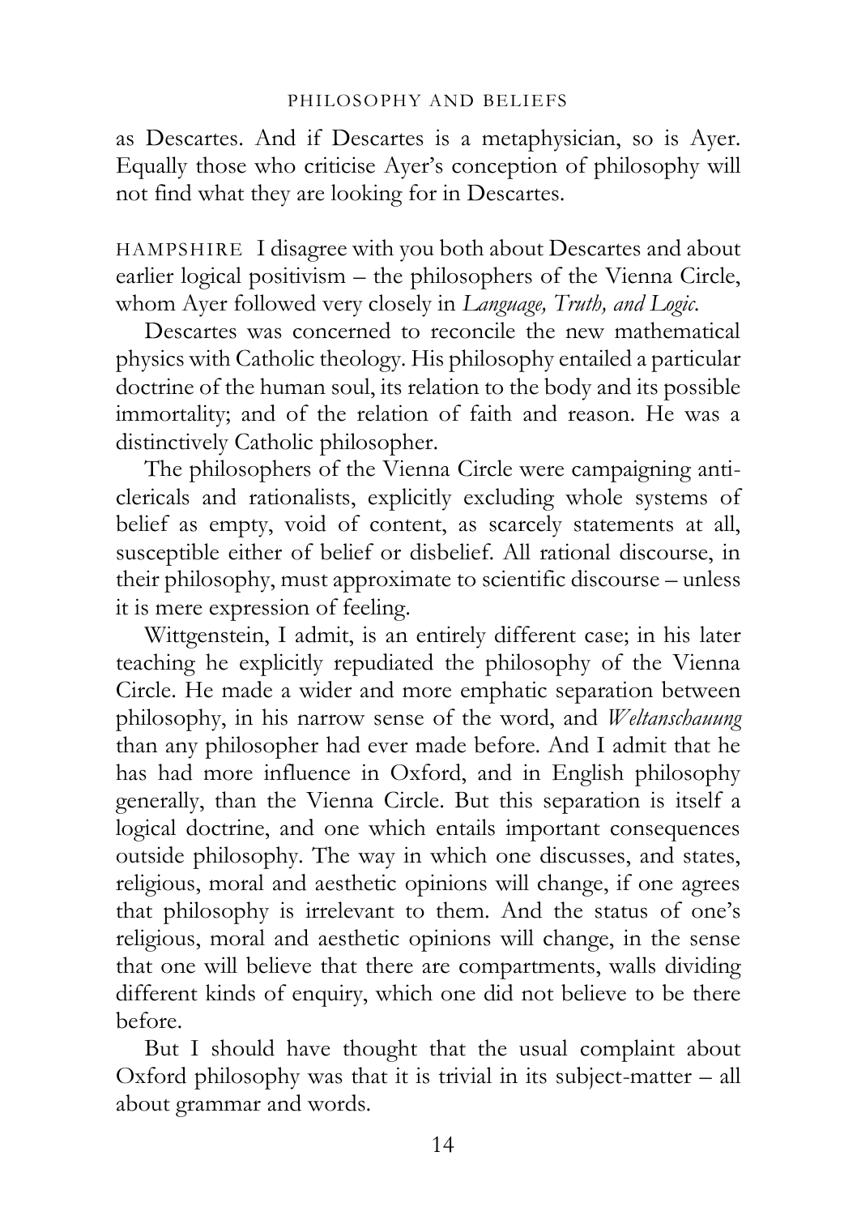as Descartes. And if Descartes is a metaphysician, so is Ayer. Equally those who criticise Ayer's conception of philosophy will not find what they are looking for in Descartes.

HAMPSHIRE I disagree with you both about Descartes and about earlier logical positivism – the philosophers of the Vienna Circle, whom Ayer followed very closely in *Language, Truth, and Logic*.

Descartes was concerned to reconcile the new mathematical physics with Catholic theology. His philosophy entailed a particular doctrine of the human soul, its relation to the body and its possible immortality; and of the relation of faith and reason. He was a distinctively Catholic philosopher.

The philosophers of the Vienna Circle were campaigning anti-clericals and rationalists, explicitly excluding whole systems of belief as empty, void of content, as scarcely statements at all, susceptible either of belief or disbelief. All rational discourse, in their philosophy, must approximate to scientific discourse – unless it is mere expression of feeling.

Wittgenstein, I admit, is an entirely different case; in his later teaching he explicitly repudiated the philosophy of the Vienna Circle. He made a wider and more emphatic separation between philosophy, in his narrow sense of the word, and *Weltanschauung* than any philosopher had ever made before. And I admit that he has had more influence in Oxford, and in English philosophy generally, than the Vienna Circle. But this separation is itself a logical doctrine, and one which entails important consequences outside philosophy. The way in which one discusses, and states, religious, moral and aesthetic opinions will change, if one agrees that philosophy is irrelevant to them. And the status of one's religious, moral and aesthetic opinions will change, in the sense that one will believe that there are compartments, walls dividing different kinds of enquiry, which one did not believe to be there before.

But I should have thought that the usual complaint about Oxford philosophy was that it is trivial in its subject-matter – all about grammar and words.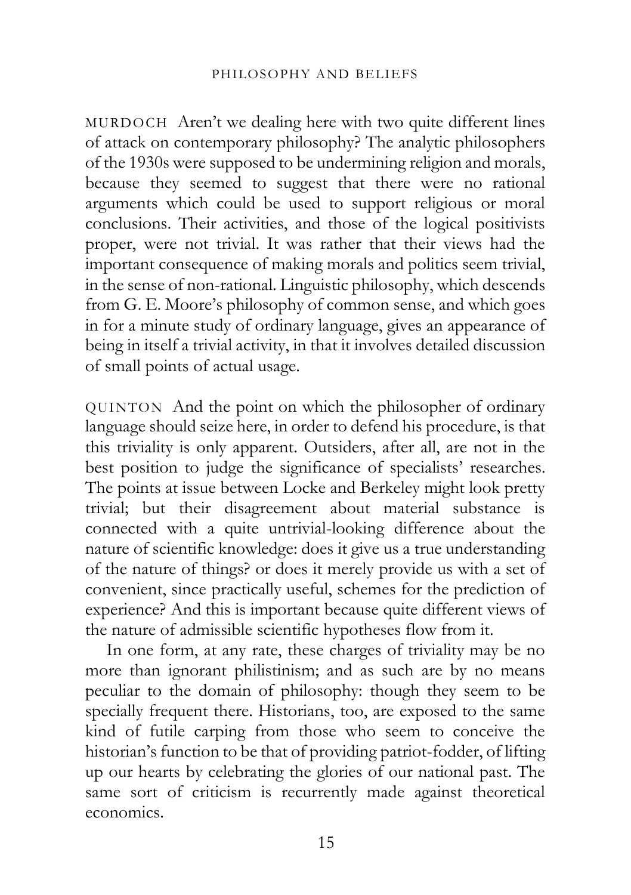MURDOCH Aren't we dealing here with two quite different lines of attack on contemporary philosophy? The analytic philosophers of the 1930s were supposed to be undermining religion and morals, because they seemed to suggest that there were no rational arguments which could be used to support religious or moral conclusions. Their activities, and those of the logical positivists proper, were not trivial. It was rather that their views had the important consequence of making morals and politics seem trivial, in the sense of non-rational. Linguistic philosophy, which descends from G. E. Moore's philosophy of common sense, and which goes in for a minute study of ordinary language, gives an appearance of being in itself a trivial activity, in that it involves detailed discussion of small points of actual usage.

QUINTON And the point on which the philosopher of ordinary language should seize here, in order to defend his procedure, is that this triviality is only apparent. Outsiders, after all, are not in the best position to judge the significance of specialists' researches. The points at issue between Locke and Berkeley might look pretty trivial; but their disagreement about material substance is connected with a quite untrivial-looking difference about the nature of scientific knowledge: does it give us a true understanding of the nature of things? or does it merely provide us with a set of convenient, since practically useful, schemes for the prediction of experience? And this is important because quite different views of the nature of admissible scientific hypotheses flow from it.

In one form, at any rate, these charges of triviality may be no more than ignorant philistinism; and as such are by no means peculiar to the domain of philosophy: though they seem to be specially frequent there. Historians, too, are exposed to the same kind of futile carping from those who seem to conceive the historian's function to be that of providing patriot-fodder, of lifting up our hearts by celebrating the glories of our national past. The same sort of criticism is recurrently made against theoretical economics.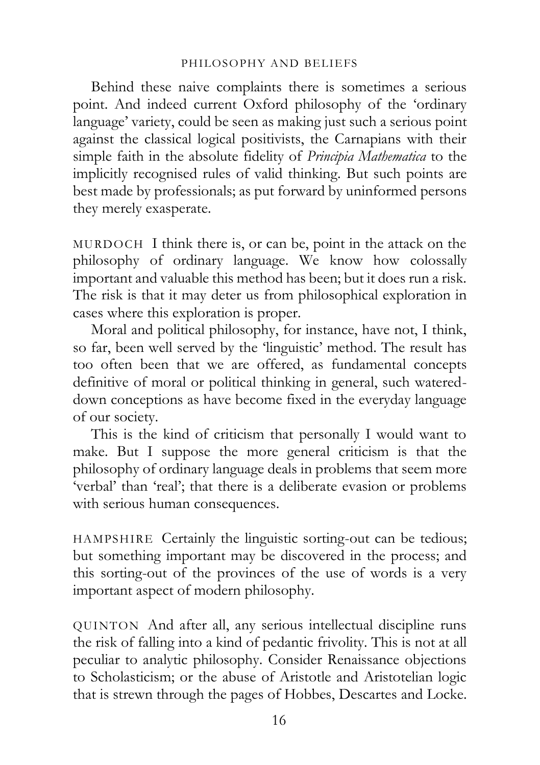Behind these naive complaints there is sometimes a serious point. And indeed current Oxford philosophy of the 'ordinary language' variety, could be seen as making just such a serious point against the classical logical positivists, the Carnapians with their simple faith in the absolute fidelity of *Principia Mathematica* to the implicitly recognised rules of valid thinking. But such points are best made by professionals; as put forward by uninformed persons they merely exasperate.

MURDOCH I think there is, or can be, point in the attack on the philosophy of ordinary language. We know how colossally important and valuable this method has been; but it does run a risk. The risk is that it may deter us from philosophical exploration in cases where this exploration is proper.

Moral and political philosophy, for instance, have not, I think, so far, been well served by the 'linguistic' method. The result has too often been that we are offered, as fundamental concepts definitive of moral or political thinking in general, such watered-down conceptions as have become fixed in the everyday language of our society.

This is the kind of criticism that personally I would want to make. But I suppose the more general criticism is that the philosophy of ordinary language deals in problems that seem more 'verbal' than 'real'; that there is a deliberate evasion or problems with serious human consequences.

HAMPSHIRE Certainly the linguistic sorting-out can be tedious; but something important may be discovered in the process; and this sorting-out of the provinces of the use of words is a very important aspect of modern philosophy.

QUINTON And after all, any serious intellectual discipline runs the risk of falling into a kind of pedantic frivolity. This is not at all peculiar to analytic philosophy. Consider Renaissance objections to Scholasticism; or the abuse of Aristotle and Aristotelian logic that is strewn through the pages of Hobbes, Descartes and Locke.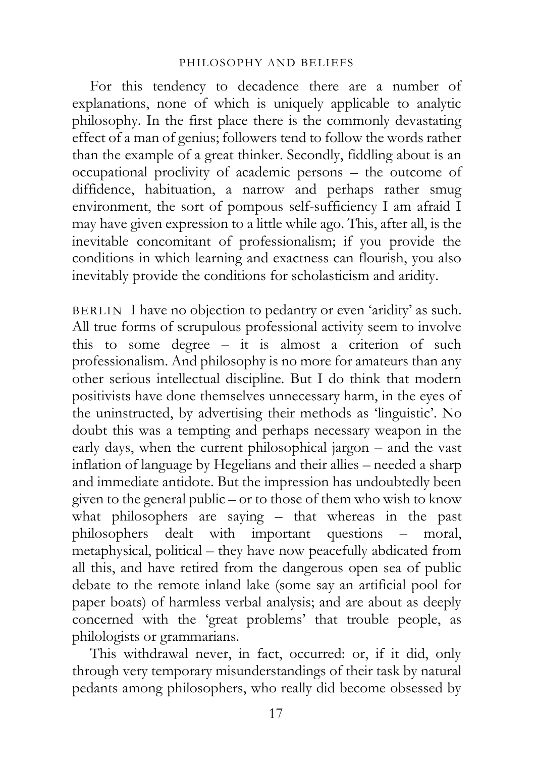For this tendency to decadence there are a number of explanations, none of which is uniquely applicable to analytic philosophy. In the first place there is the commonly devastating effect of a man of genius; followers tend to follow the words rather than the example of a great thinker. Secondly, fiddling about is an occupational proclivity of academic persons – the outcome of diffidence, habituation, a narrow and perhaps rather smug environment, the sort of pompous self-sufficiency I am afraid I may have given expression to a little while ago. This, after all, is the inevitable concomitant of professionalism; if you provide the conditions in which learning and exactness can flourish, you also inevitably provide the conditions for scholasticism and aridity.

BERLIN I have no objection to pedantry or even 'aridity' as such. All true forms of scrupulous professional activity seem to involve this to some degree – it is almost a criterion of such professionalism. And philosophy is no more for amateurs than any other serious intellectual discipline. But I do think that modern positivists have done themselves unnecessary harm, in the eyes of the uninstructed, by advertising their methods as 'linguistic'. No doubt this was a tempting and perhaps necessary weapon in the early days, when the current philosophical jargon – and the vast inflation of language by Hegelians and their allies – needed a sharp and immediate antidote. But the impression has undoubtedly been given to the general public – or to those of them who wish to know what philosophers are saying – that whereas in the past philosophers dealt with important questions – moral, metaphysical, political – they have now peacefully abdicated from all this, and have retired from the dangerous open sea of public debate to the remote inland lake (some say an artificial pool for paper boats) of harmless verbal analysis; and are about as deeply concerned with the 'great problems' that trouble people, as philologists or grammarians.

This withdrawal never, in fact, occurred: or, if it did, only through very temporary misunderstandings of their task by natural pedants among philosophers, who really did become obsessed by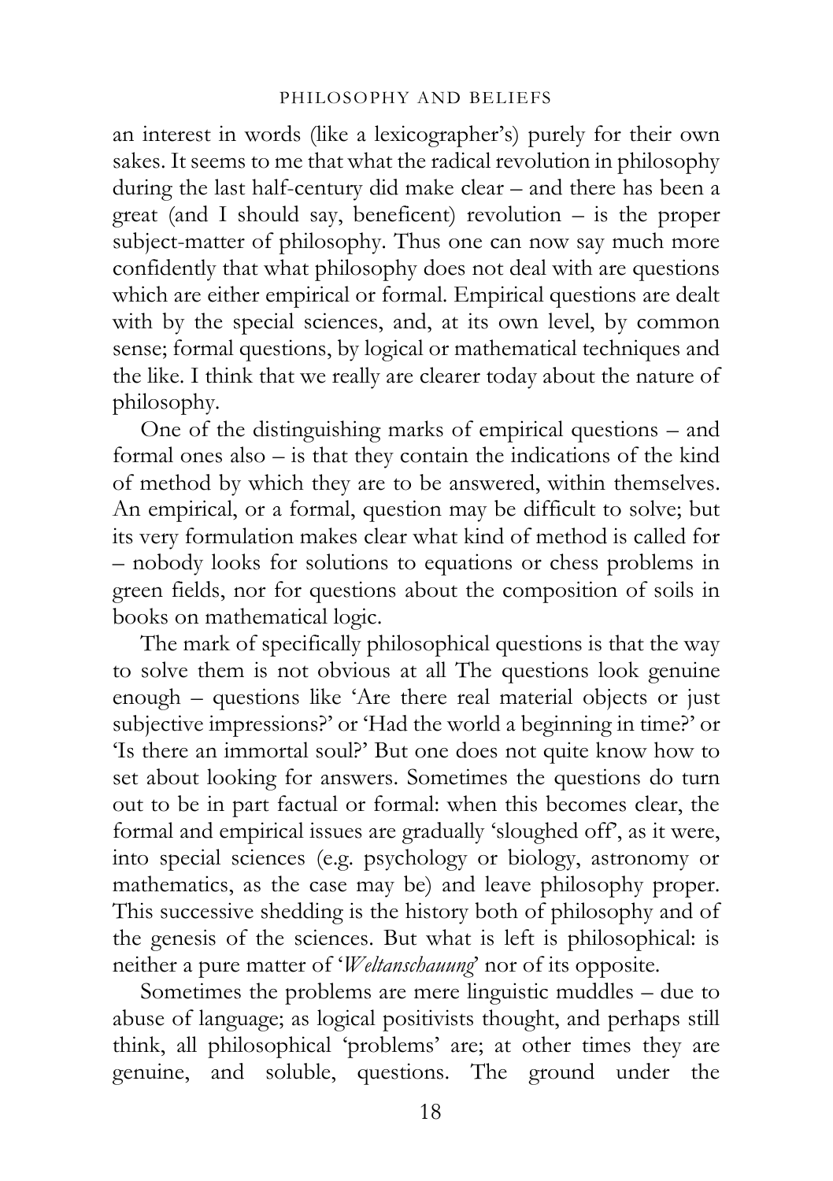an interest in words (like a lexicographer's) purely for their own sakes. It seems to me that what the radical revolution in philosophy during the last half-century did make clear – and there has been a great (and I should say, beneficent) revolution – is the proper subject-matter of philosophy. Thus one can now say much more confidently that what philosophy does not deal with are questions which are either empirical or formal. Empirical questions are dealt with by the special sciences, and, at its own level, by common sense; formal questions, by logical or mathematical techniques and the like. I think that we really are clearer today about the nature of philosophy.

One of the distinguishing marks of empirical questions – and formal ones also – is that they contain the indications of the kind of method by which they are to be answered, within themselves. An empirical, or a formal, question may be difficult to solve; but its very formulation makes clear what kind of method is called for – nobody looks for solutions to equations or chess problems in green fields, nor for questions about the composition of soils in books on mathematical logic.

The mark of specifically philosophical questions is that the way to solve them is not obvious at all The questions look genuine enough – questions like 'Are there real material objects or just subjective impressions?' or 'Had the world a beginning in time?' or 'Is there an immortal soul?' But one does not quite know how to set about looking for answers. Sometimes the questions do turn out to be in part factual or formal: when this becomes clear, the formal and empirical issues are gradually 'sloughed off', as it were, into special sciences (e.g. psychology or biology, astronomy or mathematics, as the case may be) and leave philosophy proper. This successive shedding is the history both of philosophy and of the genesis of the sciences. But what is left is philosophical: is neither a pure matter of '*Weltanschauung*' nor of its opposite.

Sometimes the problems are mere linguistic muddles – due to abuse of language; as logical positivists thought, and perhaps still think, all philosophical 'problems' are; at other times they are genuine, and soluble, questions. The ground under the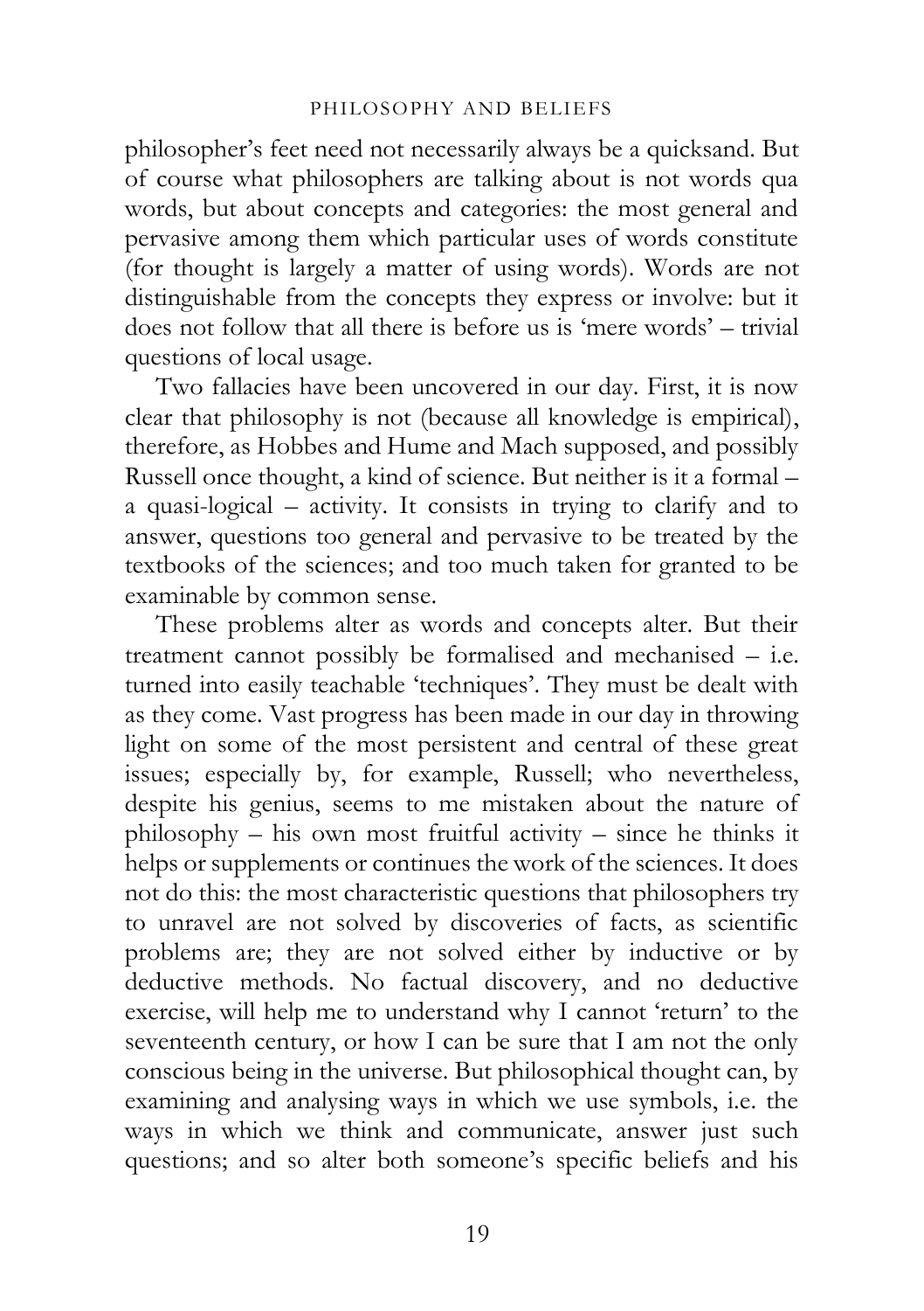philosopher's feet need not necessarily always be a quicksand. But of course what philosophers are talking about is not words qua words, but about concepts and categories: the most general and pervasive among them which particular uses of words constitute (for thought is largely a matter of using words). Words are not distinguishable from the concepts they express or involve: but it does not follow that all there is before us is 'mere words' – trivial questions of local usage.

Two fallacies have been uncovered in our day. First, it is now clear that philosophy is not (because all knowledge is empirical), therefore, as Hobbes and Hume and Mach supposed, and possibly Russell once thought, a kind of science. But neither is it a formal – a quasi-logical – activity. It consists in trying to clarify and to answer, questions too general and pervasive to be treated by the textbooks of the sciences; and too much taken for granted to be examinable by common sense.

These problems alter as words and concepts alter. But their treatment cannot possibly be formalised and mechanised – i.e. turned into easily teachable 'techniques'. They must be dealt with as they come. Vast progress has been made in our day in throwing light on some of the most persistent and central of these great issues; especially by, for example, Russell; who nevertheless, despite his genius, seems to me mistaken about the nature of philosophy – his own most fruitful activity – since he thinks it helps or supplements or continues the work of the sciences. It does not do this: the most characteristic questions that philosophers try to unravel are not solved by discoveries of facts, as scientific problems are; they are not solved either by inductive or by deductive methods. No factual discovery, and no deductive exercise, will help me to understand why I cannot 'return' to the seventeenth century, or how I can be sure that I am not the only conscious being in the universe. But philosophical thought can, by examining and analysing ways in which we use symbols, i.e. the ways in which we think and communicate, answer just such questions; and so alter both someone's specific beliefs and his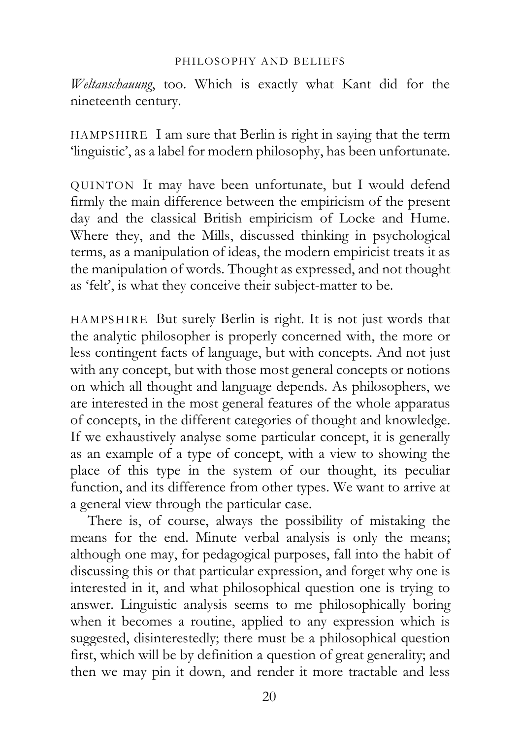*Weltanschauung*, too. Which is exactly what Kant did for the nineteenth century.

HAMPSHIRE I am sure that Berlin is right in saying that the term 'linguistic', as a label for modern philosophy, has been unfortunate.

QUINTON It may have been unfortunate, but I would defend firmly the main difference between the empiricism of the present day and the classical British empiricism of Locke and Hume. Where they, and the Mills, discussed thinking in psychological terms, as a manipulation of ideas, the modern empiricist treats it as the manipulation of words. Thought as expressed, and not thought as 'felt', is what they conceive their subject-matter to be.

HAMPSHIRE But surely Berlin is right. It is not just words that the analytic philosopher is properly concerned with, the more or less contingent facts of language, but with concepts. And not just with any concept, but with those most general concepts or notions on which all thought and language depends. As philosophers, we are interested in the most general features of the whole apparatus of concepts, in the different categories of thought and knowledge. If we exhaustively analyse some particular concept, it is generally as an example of a type of concept, with a view to showing the place of this type in the system of our thought, its peculiar function, and its difference from other types. We want to arrive at a general view through the particular case.

There is, of course, always the possibility of mistaking the means for the end. Minute verbal analysis is only the means; although one may, for pedagogical purposes, fall into the habit of discussing this or that particular expression, and forget why one is interested in it, and what philosophical question one is trying to answer. Linguistic analysis seems to me philosophically boring when it becomes a routine, applied to any expression which is suggested, disinterestedly; there must be a philosophical question first, which will be by definition a question of great generality; and then we may pin it down, and render it more tractable and less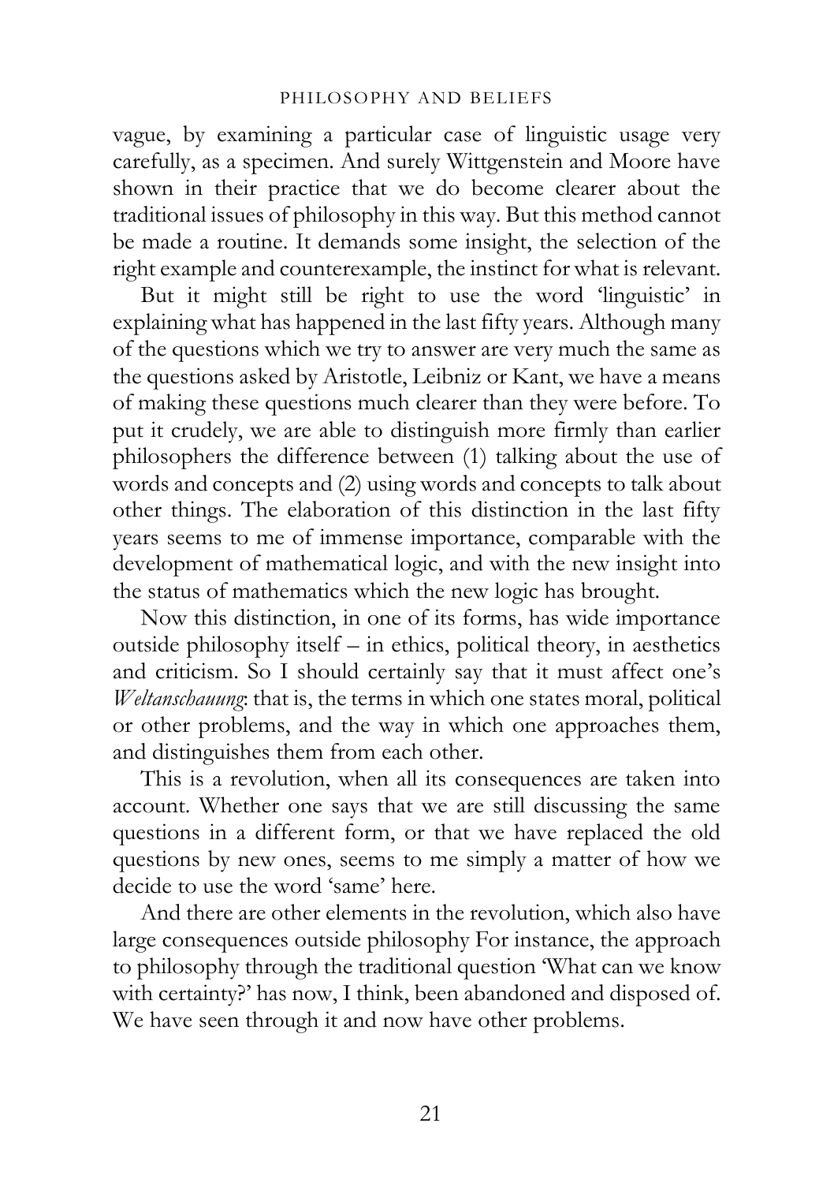vague, by examining a particular case of linguistic usage very carefully, as a specimen. And surely Wittgenstein and Moore have shown in their practice that we do become clearer about the traditional issues of philosophy in this way. But this method cannot be made a routine. It demands some insight, the selection of the right example and counterexample, the instinct for what is relevant.

But it might still be right to use the word 'linguistic' in explaining what has happened in the last fifty years. Although many of the questions which we try to answer are very much the same as the questions asked by Aristotle, Leibniz or Kant, we have a means of making these questions much clearer than they were before. To put it crudely, we are able to distinguish more firmly than earlier philosophers the difference between (1) talking about the use of words and concepts and (2) using words and concepts to talk about other things. The elaboration of this distinction in the last fifty years seems to me of immense importance, comparable with the development of mathematical logic, and with the new insight into the status of mathematics which the new logic has brought.

Now this distinction, in one of its forms, has wide importance outside philosophy itself – in ethics, political theory, in aesthetics and criticism. So I should certainly say that it must affect one's *Weltanschauung*: that is, the terms in which one states moral, political or other problems, and the way in which one approaches them, and distinguishes them from each other.

This is a revolution, when all its consequences are taken into account. Whether one says that we are still discussing the same questions in a different form, or that we have replaced the old questions by new ones, seems to me simply a matter of how we decide to use the word 'same' here.

And there are other elements in the revolution, which also have large consequences outside philosophy For instance, the approach to philosophy through the traditional question 'What can we know with certainty?' has now, I think, been abandoned and disposed of. We have seen through it and now have other problems.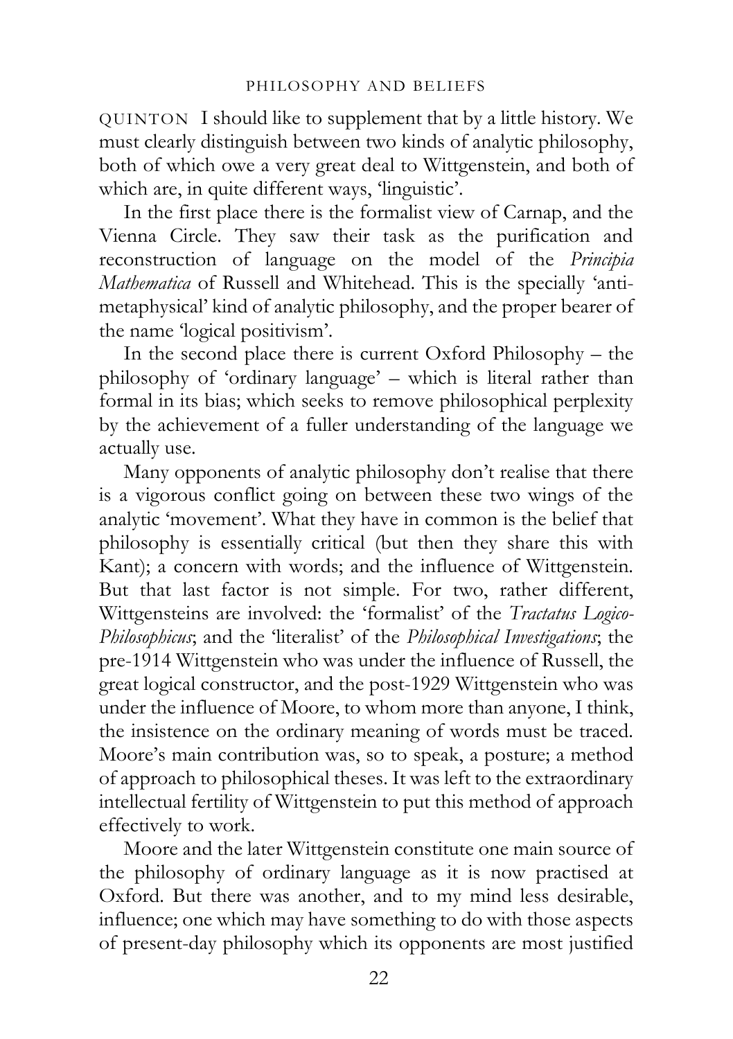QUINTON I should like to supplement that by a little history. We must clearly distinguish between two kinds of analytic philosophy, both of which owe a very great deal to Wittgenstein, and both of which are, in quite different ways, 'linguistic'.

In the first place there is the formalist view of Carnap, and the Vienna Circle. They saw their task as the purification and reconstruction of language on the model of the *Principia Mathematica* of Russell and Whitehead. This is the specially 'anti-metaphysical' kind of analytic philosophy, and the proper bearer of the name 'logical positivism'.

In the second place there is current Oxford Philosophy – the philosophy of 'ordinary language' – which is literal rather than formal in its bias; which seeks to remove philosophical perplexity by the achievement of a fuller understanding of the language we actually use.

Many opponents of analytic philosophy don't realise that there is a vigorous conflict going on between these two wings of the analytic 'movement'. What they have in common is the belief that philosophy is essentially critical (but then they share this with Kant); a concern with words; and the influence of Wittgenstein. But that last factor is not simple. For two, rather different, Wittgensteins are involved: the 'formalist' of the *Tractatus Logico-Philosophicus*; and the 'literalist' of the *Philosophical Investigations*; the pre-1914 Wittgenstein who was under the influence of Russell, the great logical constructor, and the post-1929 Wittgenstein who was under the influence of Moore, to whom more than anyone, I think, the insistence on the ordinary meaning of words must be traced. Moore's main contribution was, so to speak, a posture; a method of approach to philosophical theses. It was left to the extraordinary intellectual fertility of Wittgenstein to put this method of approach effectively to work.

Moore and the later Wittgenstein constitute one main source of the philosophy of ordinary language as it is now practised at Oxford. But there was another, and to my mind less desirable, influence; one which may have something to do with those aspects of present-day philosophy which its opponents are most justified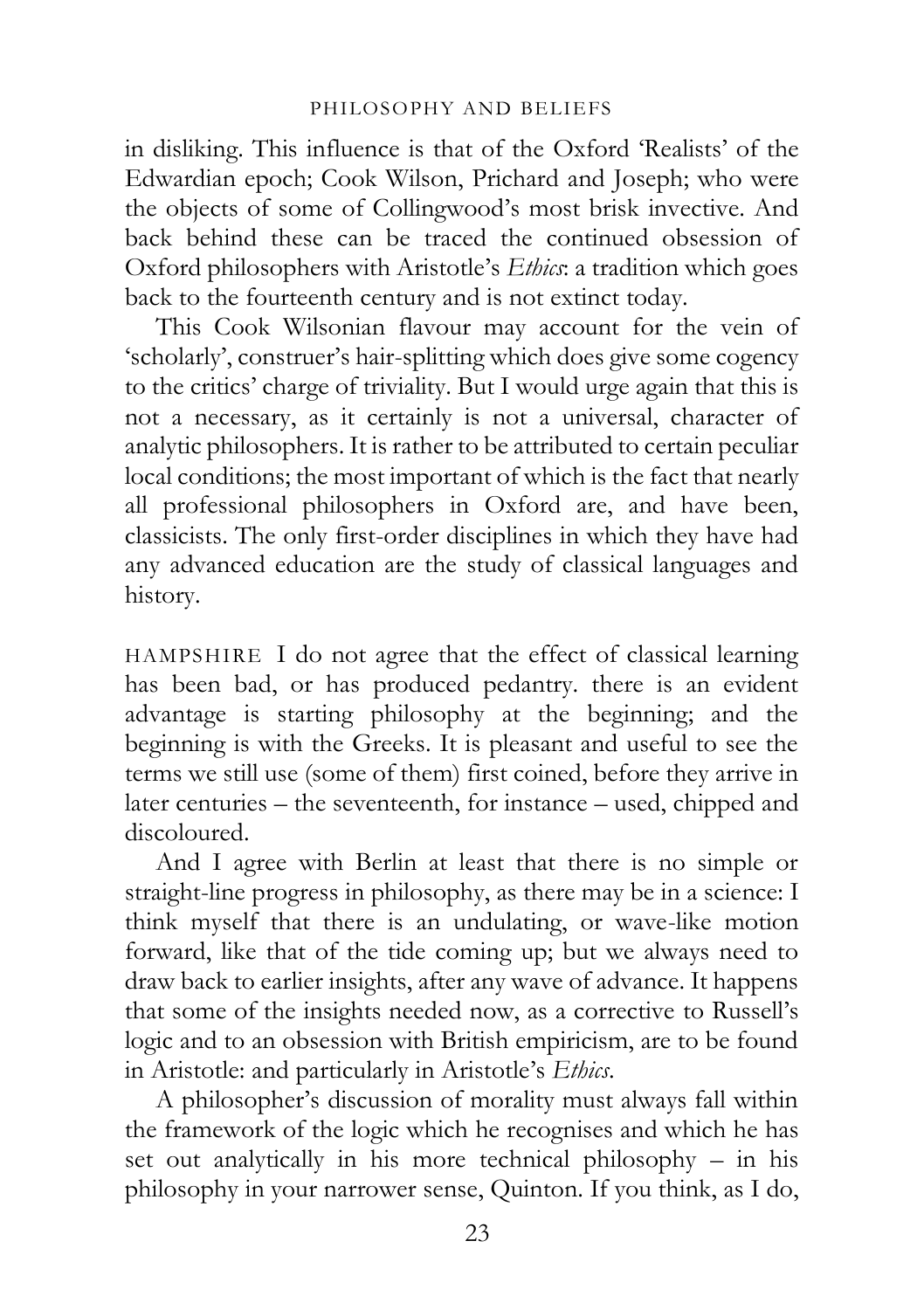in disliking. This influence is that of the Oxford 'Realists' of the Edwardian epoch; Cook Wilson, Prichard and Joseph; who were the objects of some of Collingwood's most brisk invective. And back behind these can be traced the continued obsession of Oxford philosophers with Aristotle's *Ethics*: a tradition which goes back to the fourteenth century and is not extinct today.

This Cook Wilsonian flavour may account for the vein of 'scholarly', construer's hair-splitting which does give some cogency to the critics' charge of triviality. But I would urge again that this is not a necessary, as it certainly is not a universal, character of analytic philosophers. It is rather to be attributed to certain peculiar local conditions; the most important of which is the fact that nearly all professional philosophers in Oxford are, and have been, classicists. The only first-order disciplines in which they have had any advanced education are the study of classical languages and history.

HAMPSHIRE I do not agree that the effect of classical learning has been bad, or has produced pedantry. there is an evident advantage is starting philosophy at the beginning; and the beginning is with the Greeks. It is pleasant and useful to see the terms we still use (some of them) first coined, before they arrive in later centuries – the seventeenth, for instance – used, chipped and discoloured.

And I agree with Berlin at least that there is no simple or straight-line progress in philosophy, as there may be in a science: I think myself that there is an undulating, or wave-like motion forward, like that of the tide coming up; but we always need to draw back to earlier insights, after any wave of advance. It happens that some of the insights needed now, as a corrective to Russell's logic and to an obsession with British empiricism, are to be found in Aristotle: and particularly in Aristotle's *Ethics*.

A philosopher's discussion of morality must always fall within the framework of the logic which he recognises and which he has set out analytically in his more technical philosophy – in his philosophy in your narrower sense, Quinton. If you think, as I do,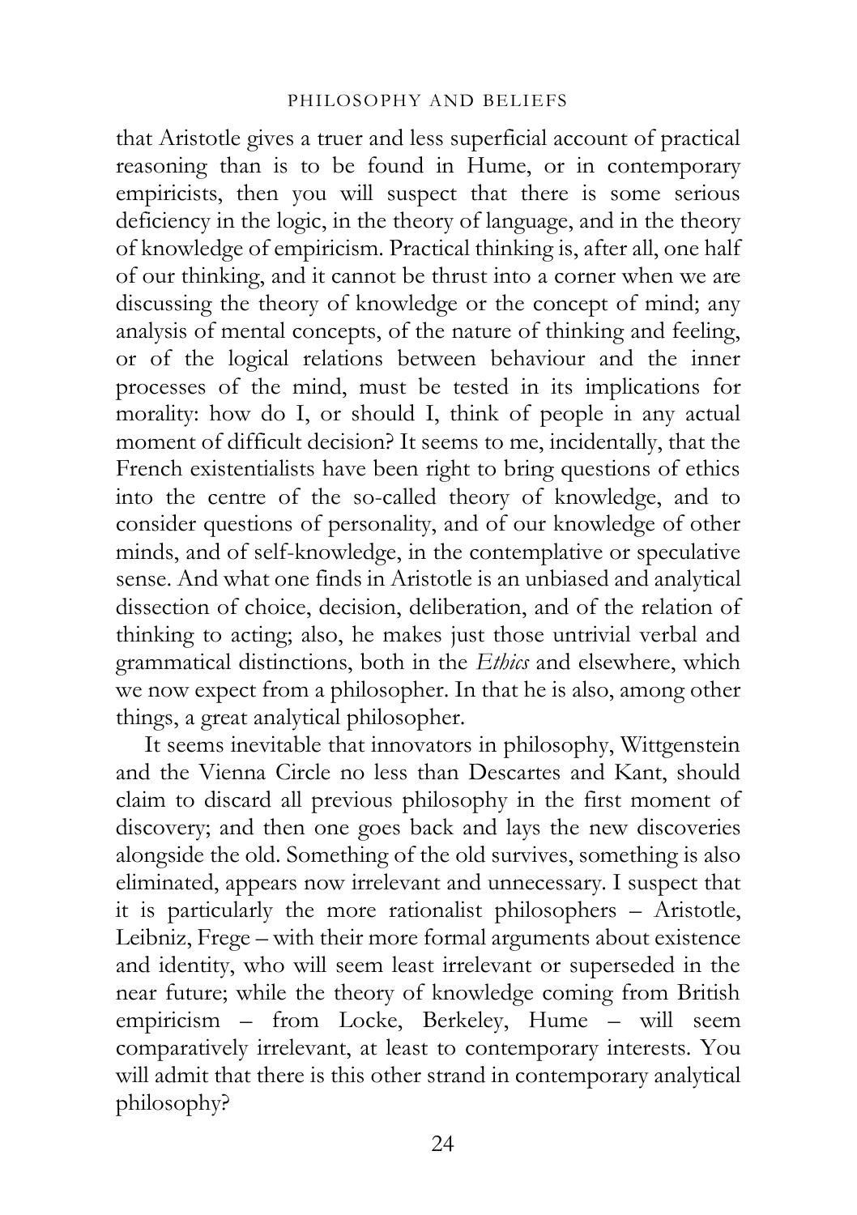that Aristotle gives a truer and less superficial account of practical reasoning than is to be found in Hume, or in contemporary empiricists, then you will suspect that there is some serious deficiency in the logic, in the theory of language, and in the theory of knowledge of empiricism. Practical thinking is, after all, one half of our thinking, and it cannot be thrust into a corner when we are discussing the theory of knowledge or the concept of mind; any analysis of mental concepts, of the nature of thinking and feeling, or of the logical relations between behaviour and the inner processes of the mind, must be tested in its implications for morality: how do I, or should I, think of people in any actual moment of difficult decision? It seems to me, incidentally, that the French existentialists have been right to bring questions of ethics into the centre of the so-called theory of knowledge, and to consider questions of personality, and of our knowledge of other minds, and of self-knowledge, in the contemplative or speculative sense. And what one finds in Aristotle is an unbiased and analytical dissection of choice, decision, deliberation, and of the relation of thinking to acting; also, he makes just those untrivial verbal and grammatical distinctions, both in the *Ethics* and elsewhere, which we now expect from a philosopher. In that he is also, among other things, a great analytical philosopher.

It seems inevitable that innovators in philosophy, Wittgenstein and the Vienna Circle no less than Descartes and Kant, should claim to discard all previous philosophy in the first moment of discovery; and then one goes back and lays the new discoveries alongside the old. Something of the old survives, something is also eliminated, appears now irrelevant and unnecessary. I suspect that it is particularly the more rationalist philosophers – Aristotle, Leibniz, Frege – with their more formal arguments about existence and identity, who will seem least irrelevant or superseded in the near future; while the theory of knowledge coming from British empiricism – from Locke, Berkeley, Hume – will seem comparatively irrelevant, at least to contemporary interests. You will admit that there is this other strand in contemporary analytical philosophy?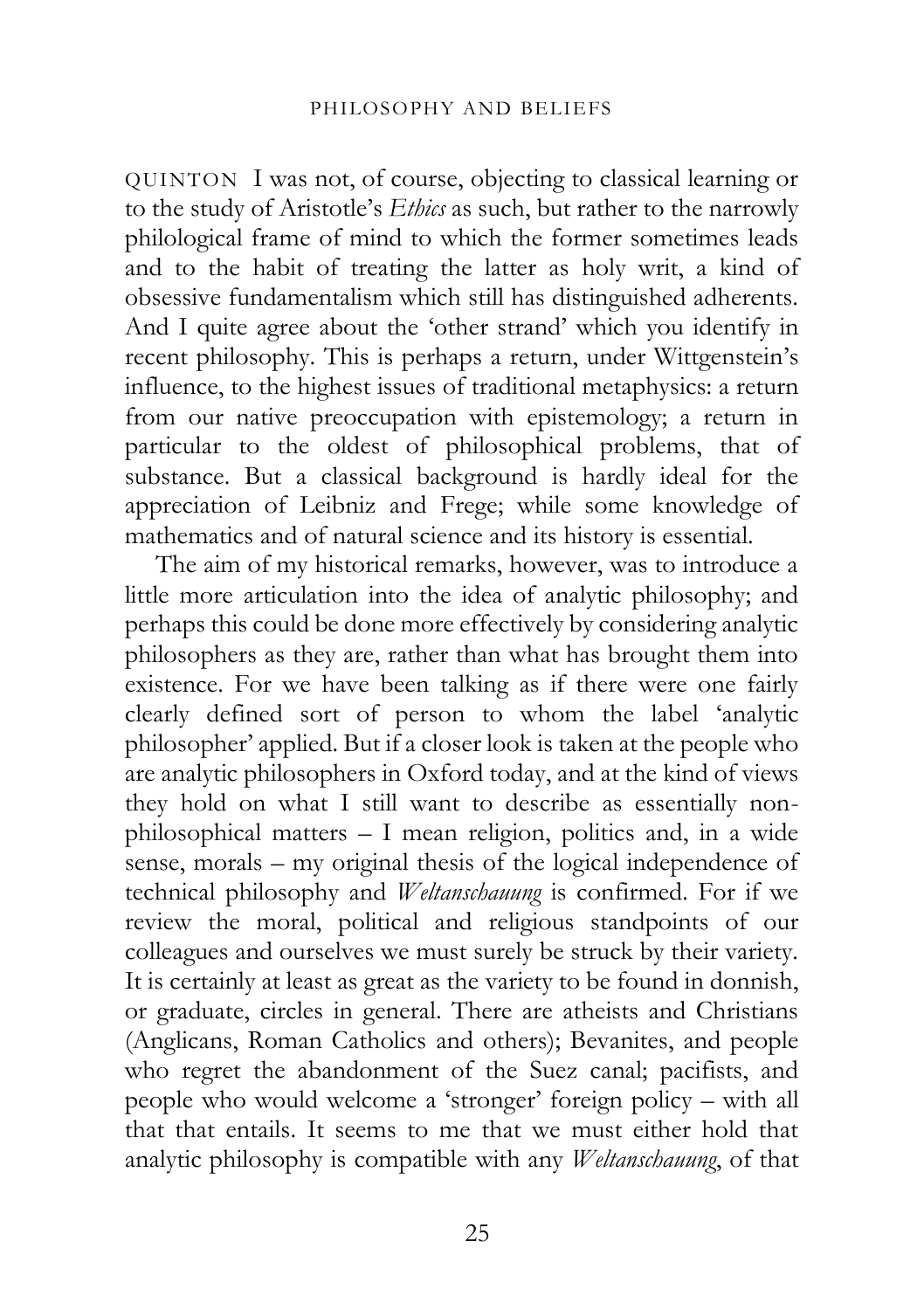QUINTON I was not, of course, objecting to classical learning or to the study of Aristotle's *Ethics* as such, but rather to the narrowly philological frame of mind to which the former sometimes leads and to the habit of treating the latter as holy writ, a kind of obsessive fundamentalism which still has distinguished adherents. And I quite agree about the 'other strand' which you identify in recent philosophy. This is perhaps a return, under Wittgenstein's influence, to the highest issues of traditional metaphysics: a return from our native preoccupation with epistemology; a return in particular to the oldest of philosophical problems, that of substance. But a classical background is hardly ideal for the appreciation of Leibniz and Frege; while some knowledge of mathematics and of natural science and its history is essential.

The aim of my historical remarks, however, was to introduce a little more articulation into the idea of analytic philosophy; and perhaps this could be done more effectively by considering analytic philosophers as they are, rather than what has brought them into existence. For we have been talking as if there were one fairly clearly defined sort of person to whom the label 'analytic philosopher' applied. But if a closer look is taken at the people who are analytic philosophers in Oxford today, and at the kind of views they hold on what I still want to describe as essentially non-philosophical matters – I mean religion, politics and, in a wide sense, morals – my original thesis of the logical independence of technical philosophy and *Weltanschauung* is confirmed. For if we review the moral, political and religious standpoints of our colleagues and ourselves we must surely be struck by their variety. It is certainly at least as great as the variety to be found in donnish, or graduate, circles in general. There are atheists and Christians (Anglicans, Roman Catholics and others); Bevanites, and people who regret the abandonment of the Suez canal; pacifists, and people who would welcome a 'stronger' foreign policy – with all that that entails. It seems to me that we must either hold that analytic philosophy is compatible with any *Weltanschauung*, of that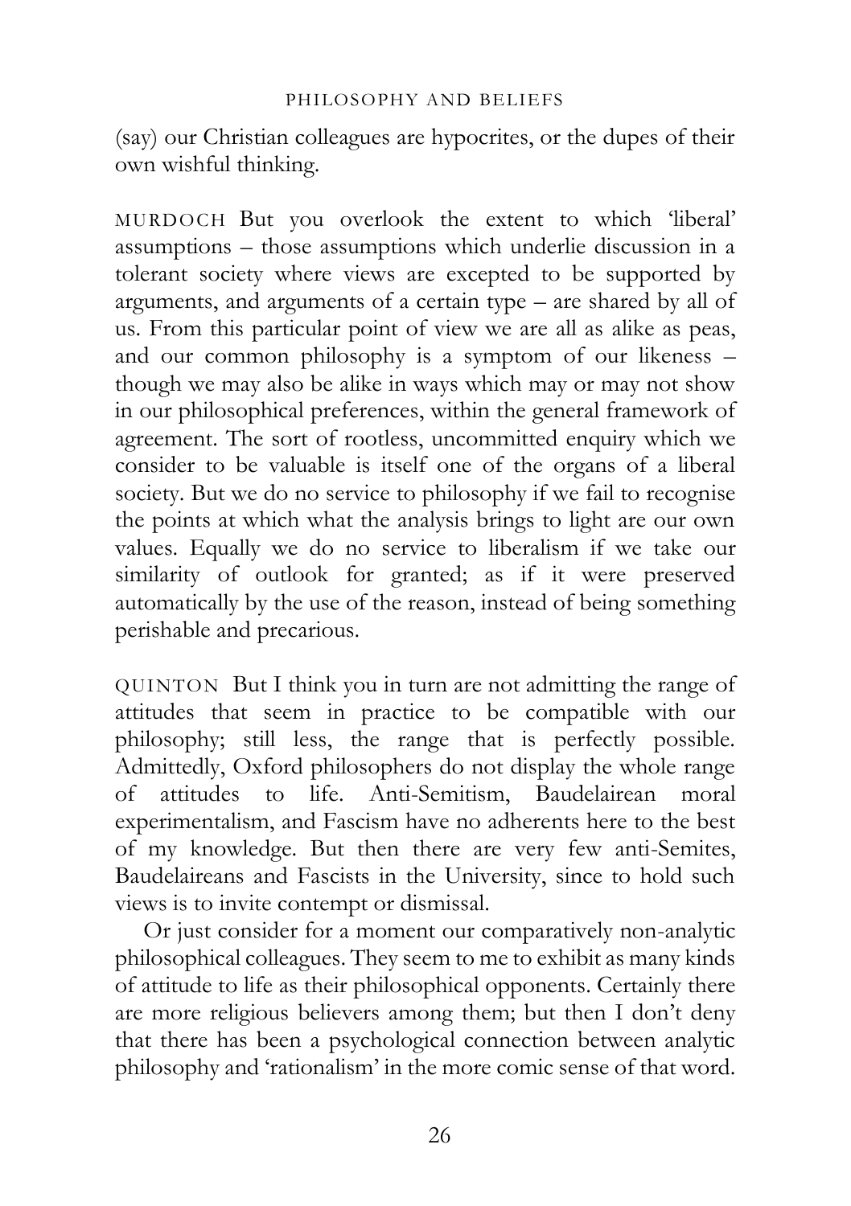(say) our Christian colleagues are hypocrites, or the dupes of their own wishful thinking.

MURDOCH But you overlook the extent to which 'liberal' assumptions – those assumptions which underlie discussion in a tolerant society where views are excepted to be supported by arguments, and arguments of a certain type – are shared by all of us. From this particular point of view we are all as alike as peas, and our common philosophy is a symptom of our likeness – though we may also be alike in ways which may or may not show in our philosophical preferences, within the general framework of agreement. The sort of rootless, uncommitted enquiry which we consider to be valuable is itself one of the organs of a liberal society. But we do no service to philosophy if we fail to recognise the points at which what the analysis brings to light are our own values. Equally we do no service to liberalism if we take our similarity of outlook for granted; as if it were preserved automatically by the use of the reason, instead of being something perishable and precarious.

QUINTON But I think you in turn are not admitting the range of attitudes that seem in practice to be compatible with our philosophy; still less, the range that is perfectly possible. Admittedly, Oxford philosophers do not display the whole range of attitudes to life. Anti-Semitism, Baudelairean moral experimentalism, and Fascism have no adherents here to the best of my knowledge. But then there are very few anti-Semites, Baudelaireans and Fascists in the University, since to hold such views is to invite contempt or dismissal.

Or just consider for a moment our comparatively non-analytic philosophical colleagues. They seem to me to exhibit as many kinds of attitude to life as their philosophical opponents. Certainly there are more religious believers among them; but then I don't deny that there has been a psychological connection between analytic philosophy and 'rationalism' in the more comic sense of that word.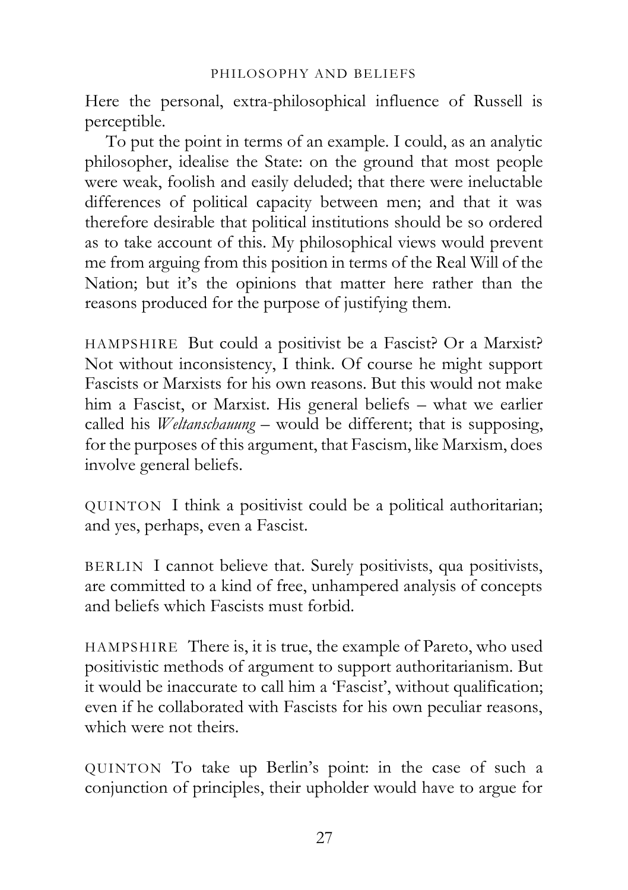Here the personal, extra-philosophical influence of Russell is perceptible.

To put the point in terms of an example. I could, as an analytic philosopher, idealise the State: on the ground that most people were weak, foolish and easily deluded; that there were ineluctable differences of political capacity between men; and that it was therefore desirable that political institutions should be so ordered as to take account of this. My philosophical views would prevent me from arguing from this position in terms of the Real Will of the Nation; but it's the opinions that matter here rather than the reasons produced for the purpose of justifying them.

HAMPSHIRE But could a positivist be a Fascist? Or a Marxist? Not without inconsistency, I think. Of course he might support Fascists or Marxists for his own reasons. But this would not make him a Fascist, or Marxist. His general beliefs – what we earlier called his *Weltanschauung* – would be different; that is supposing, for the purposes of this argument, that Fascism, like Marxism, does involve general beliefs.

QUINTON I think a positivist could be a political authoritarian; and yes, perhaps, even a Fascist.

BERLIN I cannot believe that. Surely positivists, qua positivists, are committed to a kind of free, unhampered analysis of concepts and beliefs which Fascists must forbid.

HAMPSHIRE There is, it is true, the example of Pareto, who used positivistic methods of argument to support authoritarianism. But it would be inaccurate to call him a 'Fascist', without qualification; even if he collaborated with Fascists for his own peculiar reasons, which were not theirs.

QUINTON To take up Berlin's point: in the case of such a conjunction of principles, their upholder would have to argue for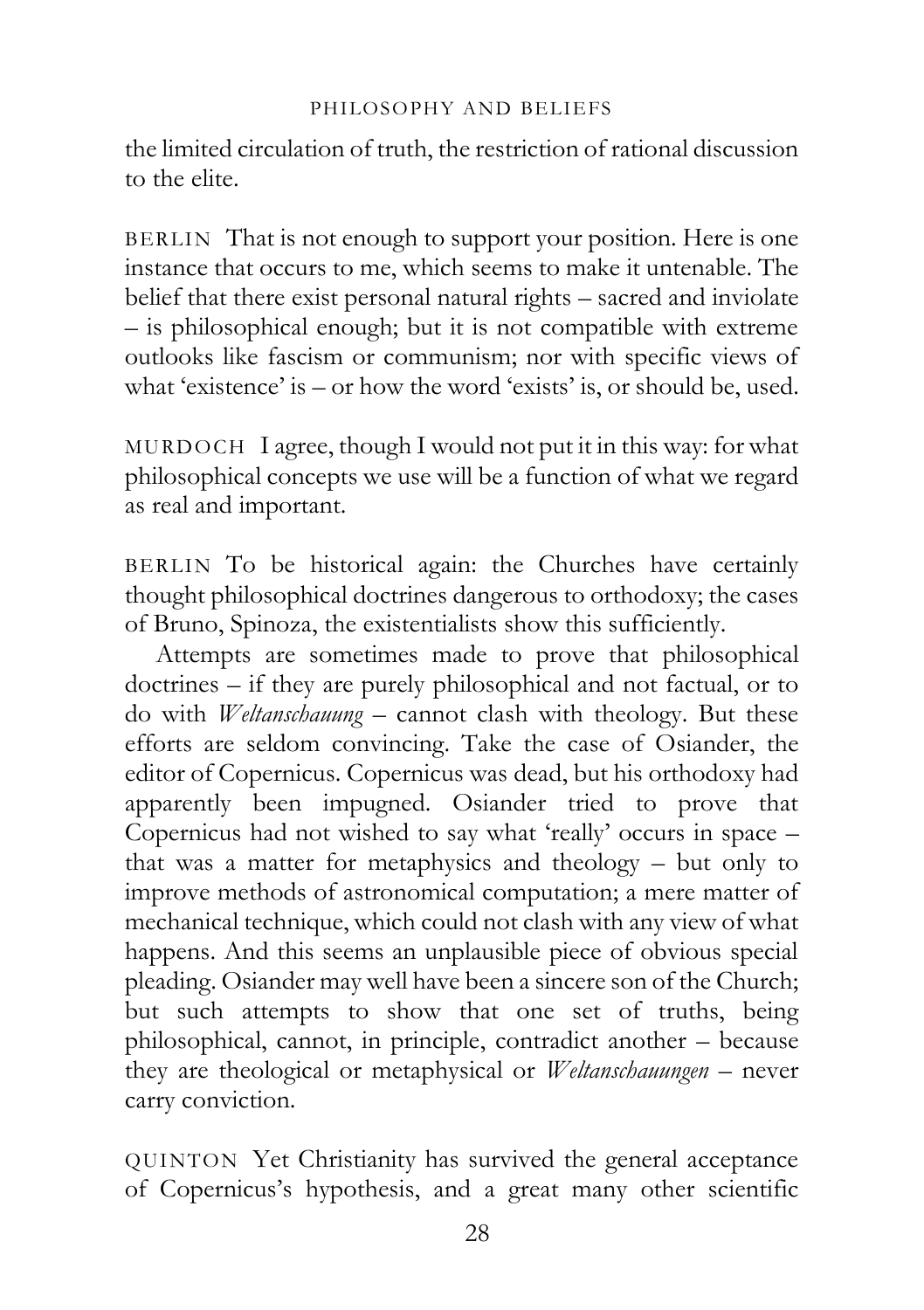the limited circulation of truth, the restriction of rational discussion to the elite.

BERLIN That is not enough to support your position. Here is one instance that occurs to me, which seems to make it untenable. The belief that there exist personal natural rights – sacred and inviolate – is philosophical enough; but it is not compatible with extreme outlooks like fascism or communism; nor with specific views of what 'existence' is – or how the word 'exists' is, or should be, used.

MURDOCH I agree, though I would not put it in this way: for what philosophical concepts we use will be a function of what we regard as real and important.

BERLIN To be historical again: the Churches have certainly thought philosophical doctrines dangerous to orthodoxy; the cases of Bruno, Spinoza, the existentialists show this sufficiently.

Attempts are sometimes made to prove that philosophical doctrines – if they are purely philosophical and not factual, or to do with *Weltanschauung* – cannot clash with theology. But these efforts are seldom convincing. Take the case of Osiander, the editor of Copernicus. Copernicus was dead, but his orthodoxy had apparently been impugned. Osiander tried to prove that Copernicus had not wished to say what 'really' occurs in space – that was a matter for metaphysics and theology – but only to improve methods of astronomical computation; a mere matter of mechanical technique, which could not clash with any view of what happens. And this seems an unplausible piece of obvious special pleading. Osiander may well have been a sincere son of the Church; but such attempts to show that one set of truths, being philosophical, cannot, in principle, contradict another – because they are theological or metaphysical or *Weltanschauungen* – never carry conviction.

QUINTON Yet Christianity has survived the general acceptance of Copernicus's hypothesis, and a great many other scientific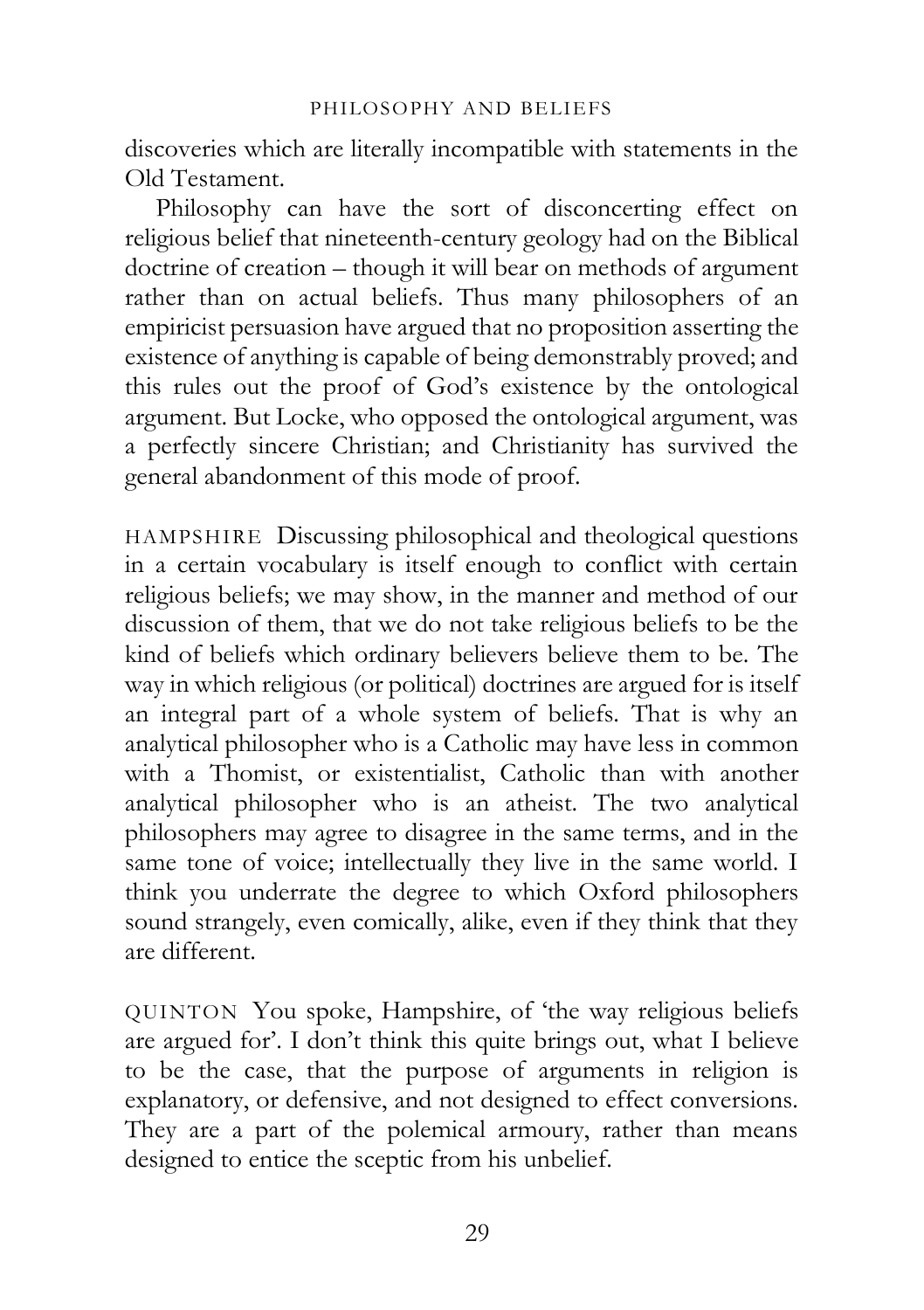discoveries which are literally incompatible with statements in the Old Testament.

Philosophy can have the sort of disconcerting effect on religious belief that nineteenth-century geology had on the Biblical doctrine of creation – though it will bear on methods of argument rather than on actual beliefs. Thus many philosophers of an empiricist persuasion have argued that no proposition asserting the existence of anything is capable of being demonstrably proved; and this rules out the proof of God's existence by the ontological argument. But Locke, who opposed the ontological argument, was a perfectly sincere Christian; and Christianity has survived the general abandonment of this mode of proof.

HAMPSHIRE Discussing philosophical and theological questions in a certain vocabulary is itself enough to conflict with certain religious beliefs; we may show, in the manner and method of our discussion of them, that we do not take religious beliefs to be the kind of beliefs which ordinary believers believe them to be. The way in which religious (or political) doctrines are argued for is itself an integral part of a whole system of beliefs. That is why an analytical philosopher who is a Catholic may have less in common with a Thomist, or existentialist, Catholic than with another analytical philosopher who is an atheist. The two analytical philosophers may agree to disagree in the same terms, and in the same tone of voice; intellectually they live in the same world. I think you underrate the degree to which Oxford philosophers sound strangely, even comically, alike, even if they think that they are different.

QUINTON You spoke, Hampshire, of 'the way religious beliefs are argued for'. I don't think this quite brings out, what I believe to be the case, that the purpose of arguments in religion is explanatory, or defensive, and not designed to effect conversions. They are a part of the polemical armoury, rather than means designed to entice the sceptic from his unbelief.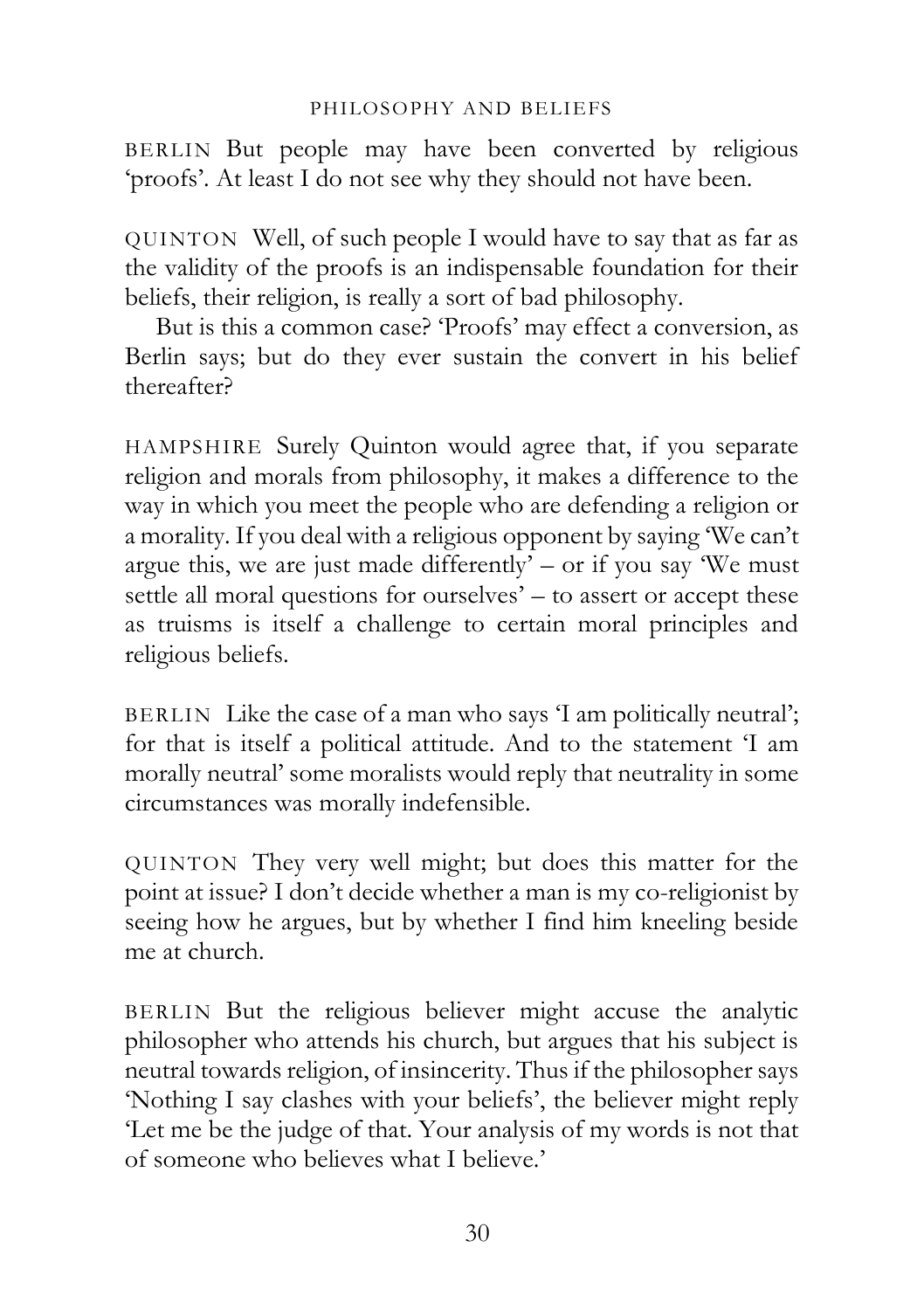BERLIN But people may have been converted by religious 'proofs'. At least I do not see why they should not have been.

QUINTON Well, of such people I would have to say that as far as the validity of the proofs is an indispensable foundation for their beliefs, their religion, is really a sort of bad philosophy.

But is this a common case? 'Proofs' may effect a conversion, as Berlin says; but do they ever sustain the convert in his belief thereafter?

HAMPSHIRE Surely Quinton would agree that, if you separate religion and morals from philosophy, it makes a difference to the way in which you meet the people who are defending a religion or a morality. If you deal with a religious opponent by saying 'We can't argue this, we are just made differently' – or if you say 'We must settle all moral questions for ourselves' – to assert or accept these as truisms is itself a challenge to certain moral principles and religious beliefs.

BERLIN Like the case of a man who says 'I am politically neutral'; for that is itself a political attitude. And to the statement 'I am morally neutral' some moralists would reply that neutrality in some circumstances was morally indefensible.

QUINTON They very well might; but does this matter for the point at issue? I don't decide whether a man is my co-religionist by seeing how he argues, but by whether I find him kneeling beside me at church.

BERLIN But the religious believer might accuse the analytic philosopher who attends his church, but argues that his subject is neutral towards religion, of insincerity. Thus if the philosopher says 'Nothing I say clashes with your beliefs', the believer might reply 'Let me be the judge of that. Your analysis of my words is not that of someone who believes what I believe.'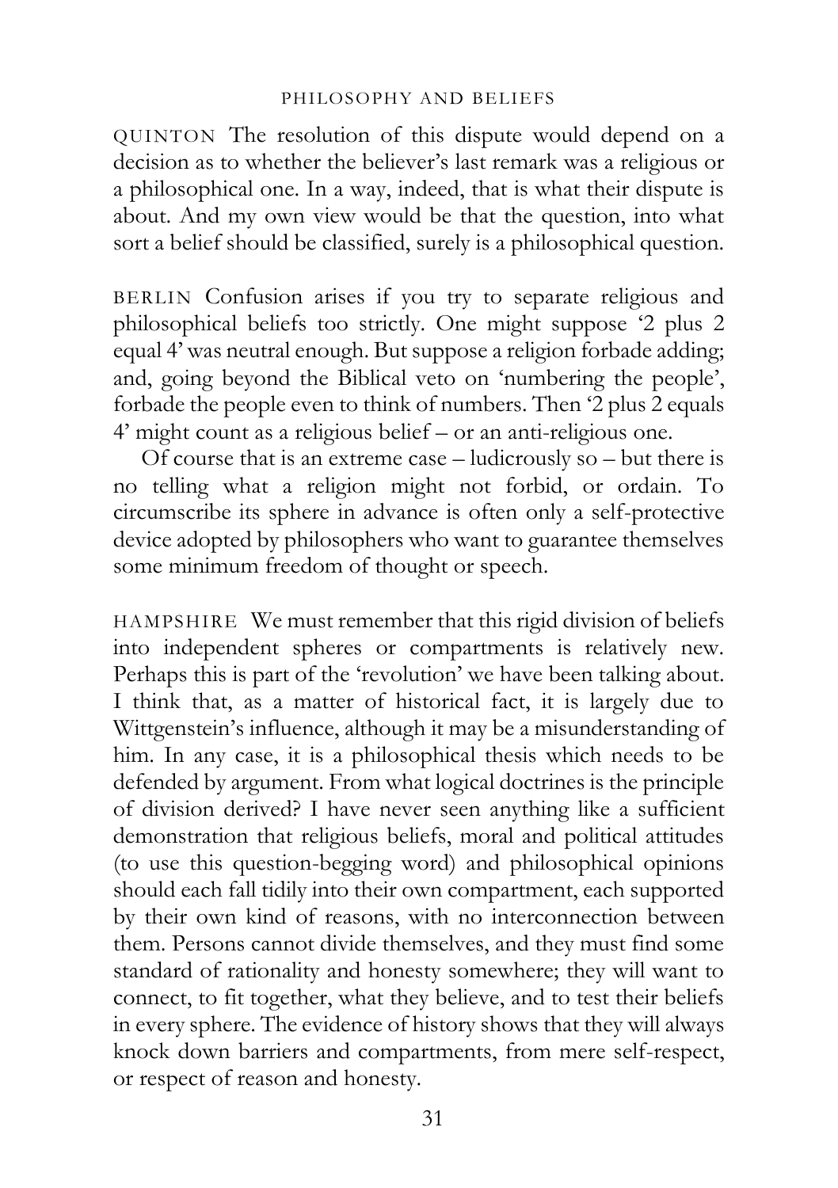QUINTON The resolution of this dispute would depend on a decision as to whether the believer's last remark was a religious or a philosophical one. In a way, indeed, that is what their dispute is about. And my own view would be that the question, into what sort a belief should be classified, surely is a philosophical question.

BERLIN Confusion arises if you try to separate religious and philosophical beliefs too strictly. One might suppose '2 plus 2 equal 4' was neutral enough. But suppose a religion forbade adding; and, going beyond the Biblical veto on 'numbering the people', forbade the people even to think of numbers. Then '2 plus 2 equals 4' might count as a religious belief – or an anti-religious one.

Of course that is an extreme case – ludicrously so – but there is no telling what a religion might not forbid, or ordain. To circumscribe its sphere in advance is often only a self-protective device adopted by philosophers who want to guarantee themselves some minimum freedom of thought or speech.

HAMPSHIRE We must remember that this rigid division of beliefs into independent spheres or compartments is relatively new. Perhaps this is part of the 'revolution' we have been talking about. I think that, as a matter of historical fact, it is largely due to Wittgenstein's influence, although it may be a misunderstanding of him. In any case, it is a philosophical thesis which needs to be defended by argument. From what logical doctrines is the principle of division derived? I have never seen anything like a sufficient demonstration that religious beliefs, moral and political attitudes (to use this question-begging word) and philosophical opinions should each fall tidily into their own compartment, each supported by their own kind of reasons, with no interconnection between them. Persons cannot divide themselves, and they must find some standard of rationality and honesty somewhere; they will want to connect, to fit together, what they believe, and to test their beliefs in every sphere. The evidence of history shows that they will always knock down barriers and compartments, from mere self-respect, or respect of reason and honesty.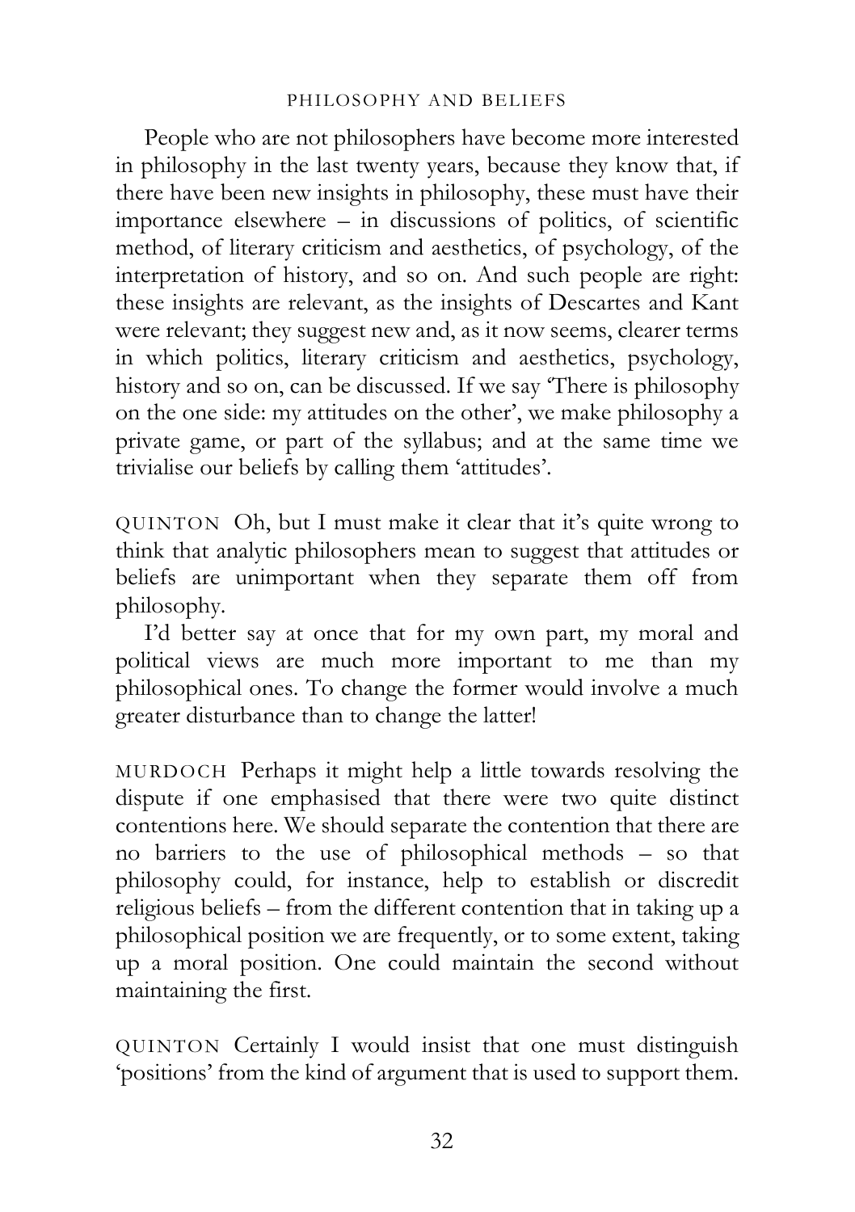People who are not philosophers have become more interested in philosophy in the last twenty years, because they know that, if there have been new insights in philosophy, these must have their importance elsewhere – in discussions of politics, of scientific method, of literary criticism and aesthetics, of psychology, of the interpretation of history, and so on. And such people are right: these insights are relevant, as the insights of Descartes and Kant were relevant; they suggest new and, as it now seems, clearer terms in which politics, literary criticism and aesthetics, psychology, history and so on, can be discussed. If we say 'There is philosophy on the one side: my attitudes on the other', we make philosophy a private game, or part of the syllabus; and at the same time we trivialise our beliefs by calling them 'attitudes'.

QUINTON Oh, but I must make it clear that it's quite wrong to think that analytic philosophers mean to suggest that attitudes or beliefs are unimportant when they separate them off from philosophy.

I'd better say at once that for my own part, my moral and political views are much more important to me than my philosophical ones. To change the former would involve a much greater disturbance than to change the latter!

MURDOCH Perhaps it might help a little towards resolving the dispute if one emphasised that there were two quite distinct contentions here. We should separate the contention that there are no barriers to the use of philosophical methods – so that philosophy could, for instance, help to establish or discredit religious beliefs – from the different contention that in taking up a philosophical position we are frequently, or to some extent, taking up a moral position. One could maintain the second without maintaining the first.

QUINTON Certainly I would insist that one must distinguish 'positions' from the kind of argument that is used to support them.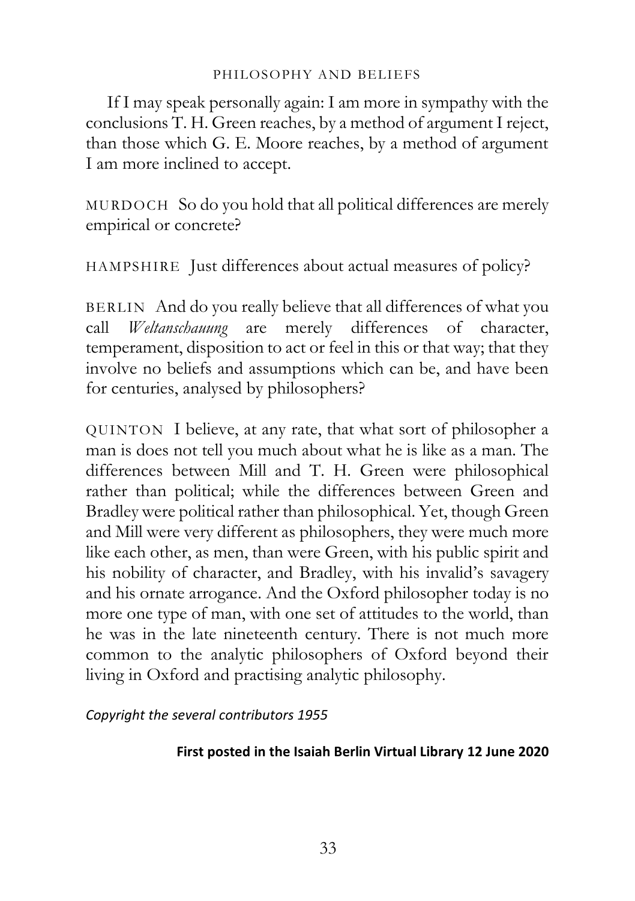If I may speak personally again: I am more in sympathy with the conclusions T. H. Green reaches, by a method of argument I reject, than those which G. E. Moore reaches, by a method of argument I am more inclined to accept.

MURDOCH So do you hold that all political differences are merely empirical or concrete?

HAMPSHIRE Just differences about actual measures of policy?

BERLIN And do you really believe that all differences of what you call *Weltanschauung* are merely differences of character, temperament, disposition to act or feel in this or that way; that they involve no beliefs and assumptions which can be, and have been for centuries, analysed by philosophers?

QUINTON I believe, at any rate, that what sort of philosopher a man is does not tell you much about what he is like as a man. The differences between Mill and T. H. Green were philosophical rather than political; while the differences between Green and Bradley were political rather than philosophical. Yet, though Green and Mill were very different as philosophers, they were much more like each other, as men, than were Green, with his public spirit and his nobility of character, and Bradley, with his invalid's savagery and his ornate arrogance. And the Oxford philosopher today is no more one type of man, with one set of attitudes to the world, than he was in the late nineteenth century. There is not much more common to the analytic philosophers of Oxford beyond their living in Oxford and practising analytic philosophy.

*Copyright the several contributors 1955*

**First posted in the Isaiah Berlin Virtual Library 12 June 2020**